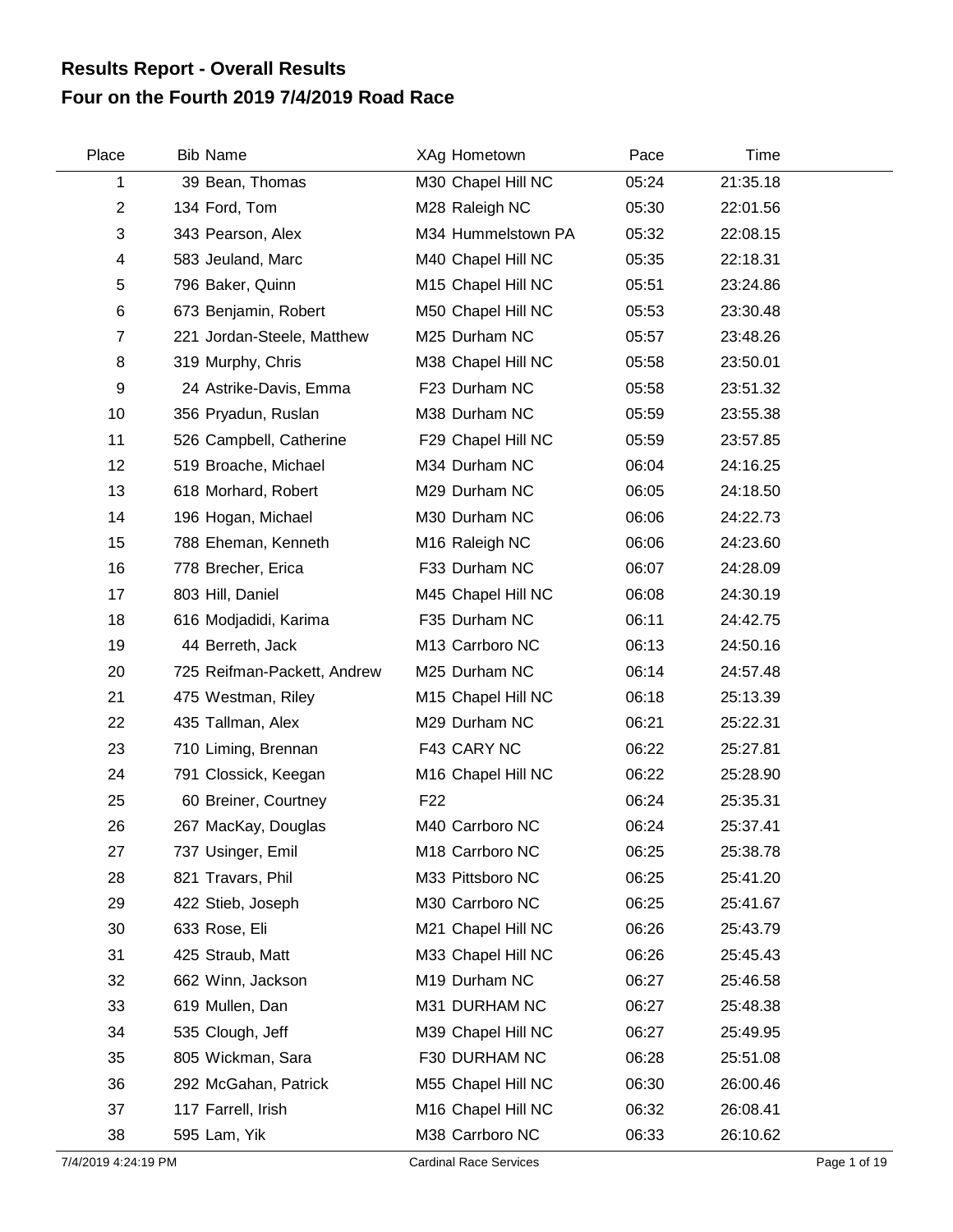# Results Report - Overall Results
# Four on the Fourth 2019 7/4/2019 Road Race

| Place | Bib | Name | XAg | Hometown | Pace | Time |
|---|---|---|---|---|---|---|
| 1 | 39 | Bean, Thomas | M30 | Chapel Hill NC | 05:24 | 21:35.18 |
| 2 | 134 | Ford, Tom | M28 | Raleigh NC | 05:30 | 22:01.56 |
| 3 | 343 | Pearson, Alex | M34 | Hummelstown PA | 05:32 | 22:08.15 |
| 4 | 583 | Jeuland, Marc | M40 | Chapel Hill NC | 05:35 | 22:18.31 |
| 5 | 796 | Baker, Quinn | M15 | Chapel Hill NC | 05:51 | 23:24.86 |
| 6 | 673 | Benjamin, Robert | M50 | Chapel Hill NC | 05:53 | 23:30.48 |
| 7 | 221 | Jordan-Steele, Matthew | M25 | Durham NC | 05:57 | 23:48.26 |
| 8 | 319 | Murphy, Chris | M38 | Chapel Hill NC | 05:58 | 23:50.01 |
| 9 | 24 | Astrike-Davis, Emma | F23 | Durham NC | 05:58 | 23:51.32 |
| 10 | 356 | Pryadun, Ruslan | M38 | Durham NC | 05:59 | 23:55.38 |
| 11 | 526 | Campbell, Catherine | F29 | Chapel Hill NC | 05:59 | 23:57.85 |
| 12 | 519 | Broache, Michael | M34 | Durham NC | 06:04 | 24:16.25 |
| 13 | 618 | Morhard, Robert | M29 | Durham NC | 06:05 | 24:18.50 |
| 14 | 196 | Hogan, Michael | M30 | Durham NC | 06:06 | 24:22.73 |
| 15 | 788 | Eheman, Kenneth | M16 | Raleigh NC | 06:06 | 24:23.60 |
| 16 | 778 | Brecher, Erica | F33 | Durham NC | 06:07 | 24:28.09 |
| 17 | 803 | Hill, Daniel | M45 | Chapel Hill NC | 06:08 | 24:30.19 |
| 18 | 616 | Modjadidi, Karima | F35 | Durham NC | 06:11 | 24:42.75 |
| 19 | 44 | Berreth, Jack | M13 | Carrboro NC | 06:13 | 24:50.16 |
| 20 | 725 | Reifman-Packett, Andrew | M25 | Durham NC | 06:14 | 24:57.48 |
| 21 | 475 | Westman, Riley | M15 | Chapel Hill NC | 06:18 | 25:13.39 |
| 22 | 435 | Tallman, Alex | M29 | Durham NC | 06:21 | 25:22.31 |
| 23 | 710 | Liming, Brennan | F43 | CARY NC | 06:22 | 25:27.81 |
| 24 | 791 | Clossick, Keegan | M16 | Chapel Hill NC | 06:22 | 25:28.90 |
| 25 | 60 | Breiner, Courtney | F22 | | 06:24 | 25:35.31 |
| 26 | 267 | MacKay, Douglas | M40 | Carrboro NC | 06:24 | 25:37.41 |
| 27 | 737 | Usinger, Emil | M18 | Carrboro NC | 06:25 | 25:38.78 |
| 28 | 821 | Travars, Phil | M33 | Pittsboro NC | 06:25 | 25:41.20 |
| 29 | 422 | Stieb, Joseph | M30 | Carrboro NC | 06:25 | 25:41.67 |
| 30 | 633 | Rose, Eli | M21 | Chapel Hill NC | 06:26 | 25:43.79 |
| 31 | 425 | Straub, Matt | M33 | Chapel Hill NC | 06:26 | 25:45.43 |
| 32 | 662 | Winn, Jackson | M19 | Durham NC | 06:27 | 25:46.58 |
| 33 | 619 | Mullen, Dan | M31 | DURHAM NC | 06:27 | 25:48.38 |
| 34 | 535 | Clough, Jeff | M39 | Chapel Hill NC | 06:27 | 25:49.95 |
| 35 | 805 | Wickman, Sara | F30 | DURHAM NC | 06:28 | 25:51.08 |
| 36 | 292 | McGahan, Patrick | M55 | Chapel Hill NC | 06:30 | 26:00.46 |
| 37 | 117 | Farrell, Irish | M16 | Chapel Hill NC | 06:32 | 26:08.41 |
| 38 | 595 | Lam, Yik | M38 | Carrboro NC | 06:33 | 26:10.62 |

7/4/2019 4:24:19 PM — Cardinal Race Services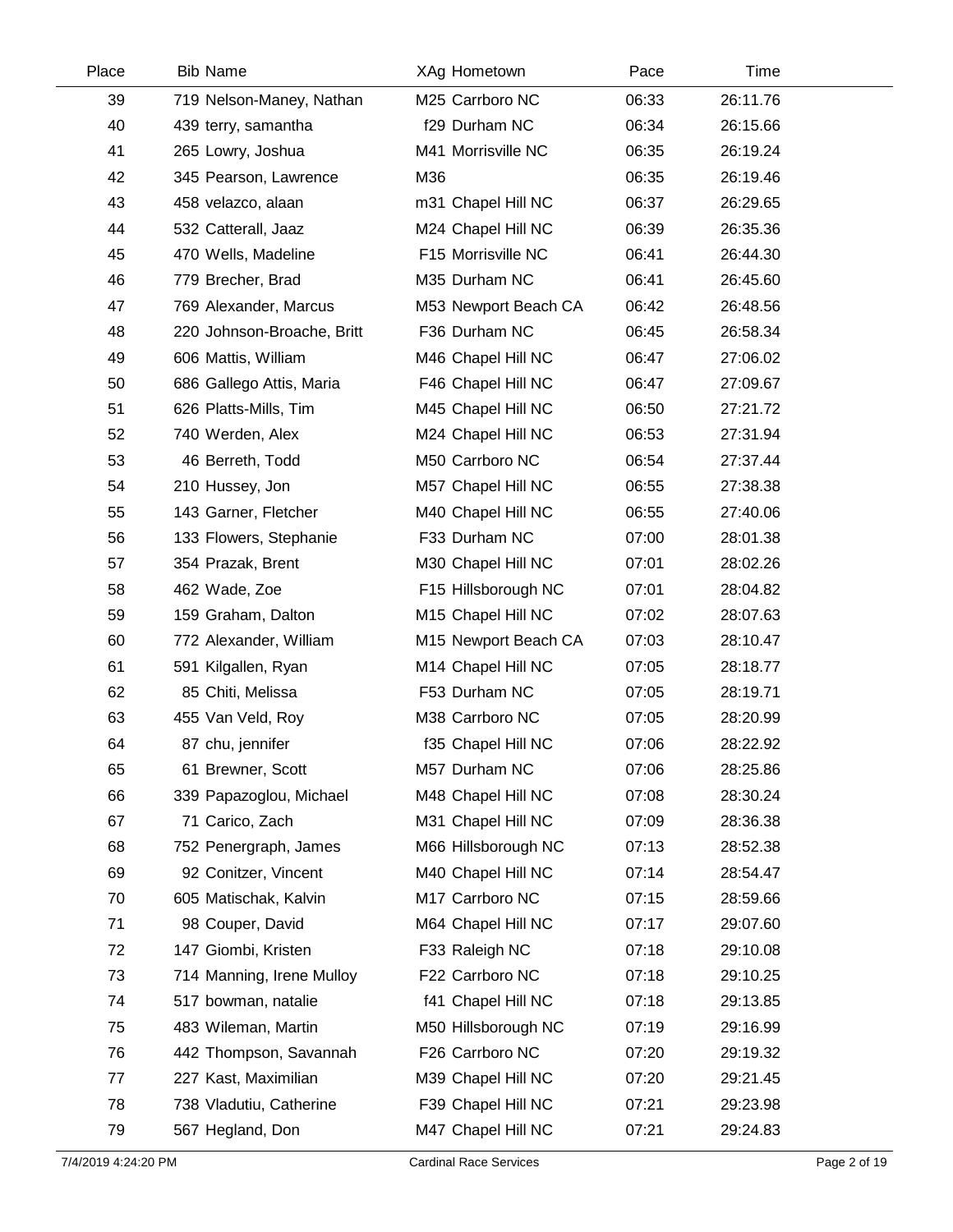| Place | Bib | Name | XAg | Hometown | Pace | Time |
|---|---|---|---|---|---|---|
| 39 | 719 | Nelson-Maney, Nathan | M25 | Carrboro NC | 06:33 | 26:11.76 |
| 40 | 439 | terry, samantha | f29 | Durham NC | 06:34 | 26:15.66 |
| 41 | 265 | Lowry, Joshua | M41 | Morrisville NC | 06:35 | 26:19.24 |
| 42 | 345 | Pearson, Lawrence | M36 | | 06:35 | 26:19.46 |
| 43 | 458 | velazco, alaan | m31 | Chapel Hill NC | 06:37 | 26:29.65 |
| 44 | 532 | Catterall, Jaaz | M24 | Chapel Hill NC | 06:39 | 26:35.36 |
| 45 | 470 | Wells, Madeline | F15 | Morrisville NC | 06:41 | 26:44.30 |
| 46 | 779 | Brecher, Brad | M35 | Durham NC | 06:41 | 26:45.60 |
| 47 | 769 | Alexander, Marcus | M53 | Newport Beach CA | 06:42 | 26:48.56 |
| 48 | 220 | Johnson-Broache, Britt | F36 | Durham NC | 06:45 | 26:58.34 |
| 49 | 606 | Mattis, William | M46 | Chapel Hill NC | 06:47 | 27:06.02 |
| 50 | 686 | Gallego Attis, Maria | F46 | Chapel Hill NC | 06:47 | 27:09.67 |
| 51 | 626 | Platts-Mills, Tim | M45 | Chapel Hill NC | 06:50 | 27:21.72 |
| 52 | 740 | Werden, Alex | M24 | Chapel Hill NC | 06:53 | 27:31.94 |
| 53 | 46 | Berreth, Todd | M50 | Carrboro NC | 06:54 | 27:37.44 |
| 54 | 210 | Hussey, Jon | M57 | Chapel Hill NC | 06:55 | 27:38.38 |
| 55 | 143 | Garner, Fletcher | M40 | Chapel Hill NC | 06:55 | 27:40.06 |
| 56 | 133 | Flowers, Stephanie | F33 | Durham NC | 07:00 | 28:01.38 |
| 57 | 354 | Prazak, Brent | M30 | Chapel Hill NC | 07:01 | 28:02.26 |
| 58 | 462 | Wade, Zoe | F15 | Hillsborough NC | 07:01 | 28:04.82 |
| 59 | 159 | Graham, Dalton | M15 | Chapel Hill NC | 07:02 | 28:07.63 |
| 60 | 772 | Alexander, William | M15 | Newport Beach CA | 07:03 | 28:10.47 |
| 61 | 591 | Kilgallen, Ryan | M14 | Chapel Hill NC | 07:05 | 28:18.77 |
| 62 | 85 | Chiti, Melissa | F53 | Durham NC | 07:05 | 28:19.71 |
| 63 | 455 | Van Veld, Roy | M38 | Carrboro NC | 07:05 | 28:20.99 |
| 64 | 87 | chu, jennifer | f35 | Chapel Hill NC | 07:06 | 28:22.92 |
| 65 | 61 | Brewner, Scott | M57 | Durham NC | 07:06 | 28:25.86 |
| 66 | 339 | Papazoglou, Michael | M48 | Chapel Hill NC | 07:08 | 28:30.24 |
| 67 | 71 | Carico, Zach | M31 | Chapel Hill NC | 07:09 | 28:36.38 |
| 68 | 752 | Penergraph, James | M66 | Hillsborough NC | 07:13 | 28:52.38 |
| 69 | 92 | Conitzer, Vincent | M40 | Chapel Hill NC | 07:14 | 28:54.47 |
| 70 | 605 | Matischak, Kalvin | M17 | Carrboro NC | 07:15 | 28:59.66 |
| 71 | 98 | Couper, David | M64 | Chapel Hill NC | 07:17 | 29:07.60 |
| 72 | 147 | Giombi, Kristen | F33 | Raleigh NC | 07:18 | 29:10.08 |
| 73 | 714 | Manning, Irene Mulloy | F22 | Carrboro NC | 07:18 | 29:10.25 |
| 74 | 517 | bowman, natalie | f41 | Chapel Hill NC | 07:18 | 29:13.85 |
| 75 | 483 | Wileman, Martin | M50 | Hillsborough NC | 07:19 | 29:16.99 |
| 76 | 442 | Thompson, Savannah | F26 | Carrboro NC | 07:20 | 29:19.32 |
| 77 | 227 | Kast, Maximilian | M39 | Chapel Hill NC | 07:20 | 29:21.45 |
| 78 | 738 | Vladutiu, Catherine | F39 | Chapel Hill NC | 07:21 | 29:23.98 |
| 79 | 567 | Hegland, Don | M47 | Chapel Hill NC | 07:21 | 29:24.83 |

7/4/2019 4:24:20 PM Cardinal Race Services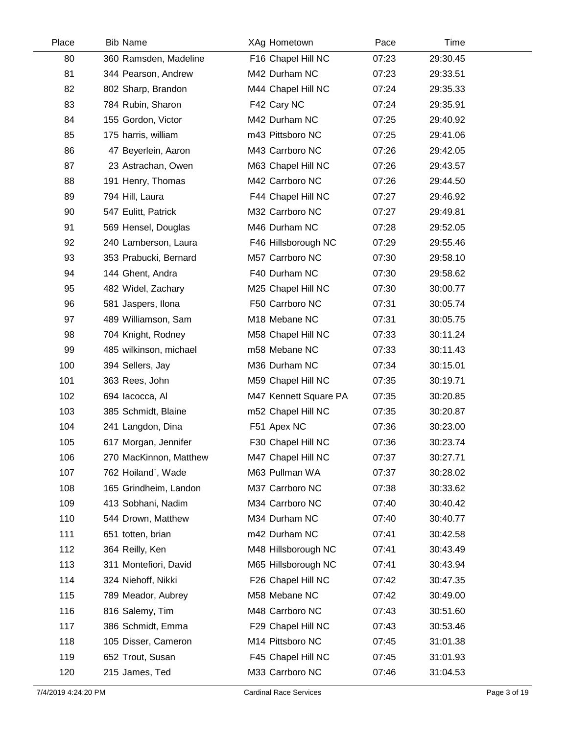| Place | Bib | Name | XAg | Hometown | Pace | Time |
|---|---|---|---|---|---|---|
| 80 | 360 | Ramsden, Madeline | F16 | Chapel Hill NC | 07:23 | 29:30.45 |
| 81 | 344 | Pearson, Andrew | M42 | Durham NC | 07:23 | 29:33.51 |
| 82 | 802 | Sharp, Brandon | M44 | Chapel Hill NC | 07:24 | 29:35.33 |
| 83 | 784 | Rubin, Sharon | F42 | Cary NC | 07:24 | 29:35.91 |
| 84 | 155 | Gordon, Victor | M42 | Durham NC | 07:25 | 29:40.92 |
| 85 | 175 | harris, william | m43 | Pittsboro NC | 07:25 | 29:41.06 |
| 86 | 47 | Beyerlein, Aaron | M43 | Carrboro NC | 07:26 | 29:42.05 |
| 87 | 23 | Astrachan, Owen | M63 | Chapel Hill NC | 07:26 | 29:43.57 |
| 88 | 191 | Henry, Thomas | M42 | Carrboro NC | 07:26 | 29:44.50 |
| 89 | 794 | Hill, Laura | F44 | Chapel Hill NC | 07:27 | 29:46.92 |
| 90 | 547 | Eulitt, Patrick | M32 | Carrboro NC | 07:27 | 29:49.81 |
| 91 | 569 | Hensel, Douglas | M46 | Durham NC | 07:28 | 29:52.05 |
| 92 | 240 | Lamberson, Laura | F46 | Hillsborough NC | 07:29 | 29:55.46 |
| 93 | 353 | Prabucki, Bernard | M57 | Carrboro NC | 07:30 | 29:58.10 |
| 94 | 144 | Ghent, Andra | F40 | Durham NC | 07:30 | 29:58.62 |
| 95 | 482 | Widel, Zachary | M25 | Chapel Hill NC | 07:30 | 30:00.77 |
| 96 | 581 | Jaspers, Ilona | F50 | Carrboro NC | 07:31 | 30:05.74 |
| 97 | 489 | Williamson, Sam | M18 | Mebane NC | 07:31 | 30:05.75 |
| 98 | 704 | Knight, Rodney | M58 | Chapel Hill NC | 07:33 | 30:11.24 |
| 99 | 485 | wilkinson, michael | m58 | Mebane NC | 07:33 | 30:11.43 |
| 100 | 394 | Sellers, Jay | M36 | Durham NC | 07:34 | 30:15.01 |
| 101 | 363 | Rees, John | M59 | Chapel Hill NC | 07:35 | 30:19.71 |
| 102 | 694 | Iacocca, Al | M47 | Kennett Square PA | 07:35 | 30:20.85 |
| 103 | 385 | Schmidt, Blaine | m52 | Chapel Hill NC | 07:35 | 30:20.87 |
| 104 | 241 | Langdon, Dina | F51 | Apex NC | 07:36 | 30:23.00 |
| 105 | 617 | Morgan, Jennifer | F30 | Chapel Hill NC | 07:36 | 30:23.74 |
| 106 | 270 | MacKinnon, Matthew | M47 | Chapel Hill NC | 07:37 | 30:27.71 |
| 107 | 762 | Hoiland`, Wade | M63 | Pullman WA | 07:37 | 30:28.02 |
| 108 | 165 | Grindheim, Landon | M37 | Carrboro NC | 07:38 | 30:33.62 |
| 109 | 413 | Sobhani, Nadim | M34 | Carrboro NC | 07:40 | 30:40.42 |
| 110 | 544 | Drown, Matthew | M34 | Durham NC | 07:40 | 30:40.77 |
| 111 | 651 | totten, brian | m42 | Durham NC | 07:41 | 30:42.58 |
| 112 | 364 | Reilly, Ken | M48 | Hillsborough NC | 07:41 | 30:43.49 |
| 113 | 311 | Montefiori, David | M65 | Hillsborough NC | 07:41 | 30:43.94 |
| 114 | 324 | Niehoff, Nikki | F26 | Chapel Hill NC | 07:42 | 30:47.35 |
| 115 | 789 | Meador, Aubrey | M58 | Mebane NC | 07:42 | 30:49.00 |
| 116 | 816 | Salemy, Tim | M48 | Carrboro NC | 07:43 | 30:51.60 |
| 117 | 386 | Schmidt, Emma | F29 | Chapel Hill NC | 07:43 | 30:53.46 |
| 118 | 105 | Disser, Cameron | M14 | Pittsboro NC | 07:45 | 31:01.38 |
| 119 | 652 | Trout, Susan | F45 | Chapel Hill NC | 07:45 | 31:01.93 |
| 120 | 215 | James, Ted | M33 | Carrboro NC | 07:46 | 31:04.53 |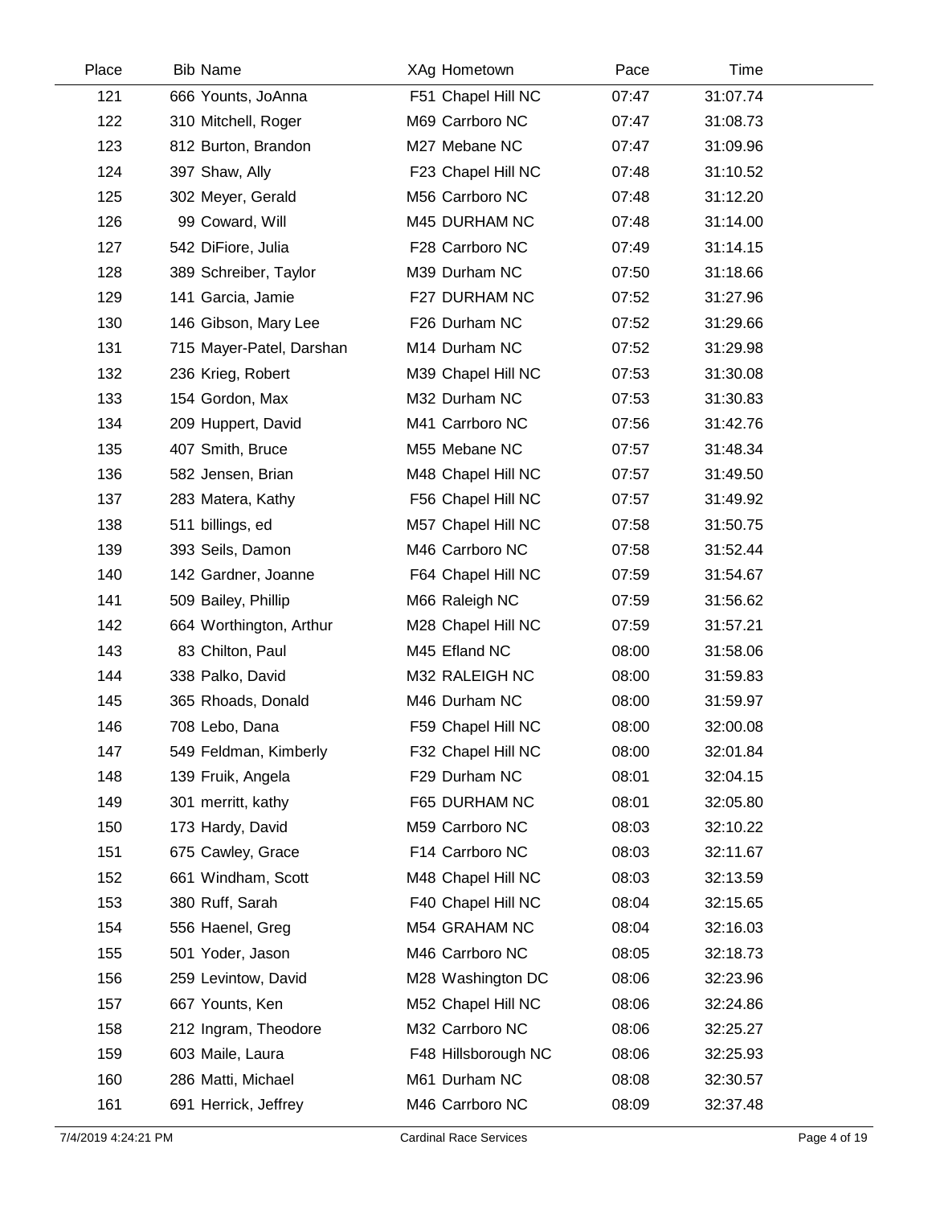| Place | Bib | Name | XAg | Hometown | Pace | Time |
|---|---|---|---|---|---|---|
| 121 | 666 | Younts, JoAnna | F51 | Chapel Hill NC | 07:47 | 31:07.74 |
| 122 | 310 | Mitchell, Roger | M69 | Carrboro NC | 07:47 | 31:08.73 |
| 123 | 812 | Burton, Brandon | M27 | Mebane NC | 07:47 | 31:09.96 |
| 124 | 397 | Shaw, Ally | F23 | Chapel Hill NC | 07:48 | 31:10.52 |
| 125 | 302 | Meyer, Gerald | M56 | Carrboro NC | 07:48 | 31:12.20 |
| 126 | 99 | Coward, Will | M45 | DURHAM NC | 07:48 | 31:14.00 |
| 127 | 542 | DiFiore, Julia | F28 | Carrboro NC | 07:49 | 31:14.15 |
| 128 | 389 | Schreiber, Taylor | M39 | Durham NC | 07:50 | 31:18.66 |
| 129 | 141 | Garcia, Jamie | F27 | DURHAM NC | 07:52 | 31:27.96 |
| 130 | 146 | Gibson, Mary Lee | F26 | Durham NC | 07:52 | 31:29.66 |
| 131 | 715 | Mayer-Patel, Darshan | M14 | Durham NC | 07:52 | 31:29.98 |
| 132 | 236 | Krieg, Robert | M39 | Chapel Hill NC | 07:53 | 31:30.08 |
| 133 | 154 | Gordon, Max | M32 | Durham NC | 07:53 | 31:30.83 |
| 134 | 209 | Huppert, David | M41 | Carrboro NC | 07:56 | 31:42.76 |
| 135 | 407 | Smith, Bruce | M55 | Mebane NC | 07:57 | 31:48.34 |
| 136 | 582 | Jensen, Brian | M48 | Chapel Hill NC | 07:57 | 31:49.50 |
| 137 | 283 | Matera, Kathy | F56 | Chapel Hill NC | 07:57 | 31:49.92 |
| 138 | 511 | billings, ed | M57 | Chapel Hill NC | 07:58 | 31:50.75 |
| 139 | 393 | Seils, Damon | M46 | Carrboro NC | 07:58 | 31:52.44 |
| 140 | 142 | Gardner, Joanne | F64 | Chapel Hill NC | 07:59 | 31:54.67 |
| 141 | 509 | Bailey, Phillip | M66 | Raleigh NC | 07:59 | 31:56.62 |
| 142 | 664 | Worthington, Arthur | M28 | Chapel Hill NC | 07:59 | 31:57.21 |
| 143 | 83 | Chilton, Paul | M45 | Efland NC | 08:00 | 31:58.06 |
| 144 | 338 | Palko, David | M32 | RALEIGH NC | 08:00 | 31:59.83 |
| 145 | 365 | Rhoads, Donald | M46 | Durham NC | 08:00 | 31:59.97 |
| 146 | 708 | Lebo, Dana | F59 | Chapel Hill NC | 08:00 | 32:00.08 |
| 147 | 549 | Feldman, Kimberly | F32 | Chapel Hill NC | 08:00 | 32:01.84 |
| 148 | 139 | Fruik, Angela | F29 | Durham NC | 08:01 | 32:04.15 |
| 149 | 301 | merritt, kathy | F65 | DURHAM NC | 08:01 | 32:05.80 |
| 150 | 173 | Hardy, David | M59 | Carrboro NC | 08:03 | 32:10.22 |
| 151 | 675 | Cawley, Grace | F14 | Carrboro NC | 08:03 | 32:11.67 |
| 152 | 661 | Windham, Scott | M48 | Chapel Hill NC | 08:03 | 32:13.59 |
| 153 | 380 | Ruff, Sarah | F40 | Chapel Hill NC | 08:04 | 32:15.65 |
| 154 | 556 | Haenel, Greg | M54 | GRAHAM NC | 08:04 | 32:16.03 |
| 155 | 501 | Yoder, Jason | M46 | Carrboro NC | 08:05 | 32:18.73 |
| 156 | 259 | Levintow, David | M28 | Washington DC | 08:06 | 32:23.96 |
| 157 | 667 | Younts, Ken | M52 | Chapel Hill NC | 08:06 | 32:24.86 |
| 158 | 212 | Ingram, Theodore | M32 | Carrboro NC | 08:06 | 32:25.27 |
| 159 | 603 | Maile, Laura | F48 | Hillsborough NC | 08:06 | 32:25.93 |
| 160 | 286 | Matti, Michael | M61 | Durham NC | 08:08 | 32:30.57 |
| 161 | 691 | Herrick, Jeffrey | M46 | Carrboro NC | 08:09 | 32:37.48 |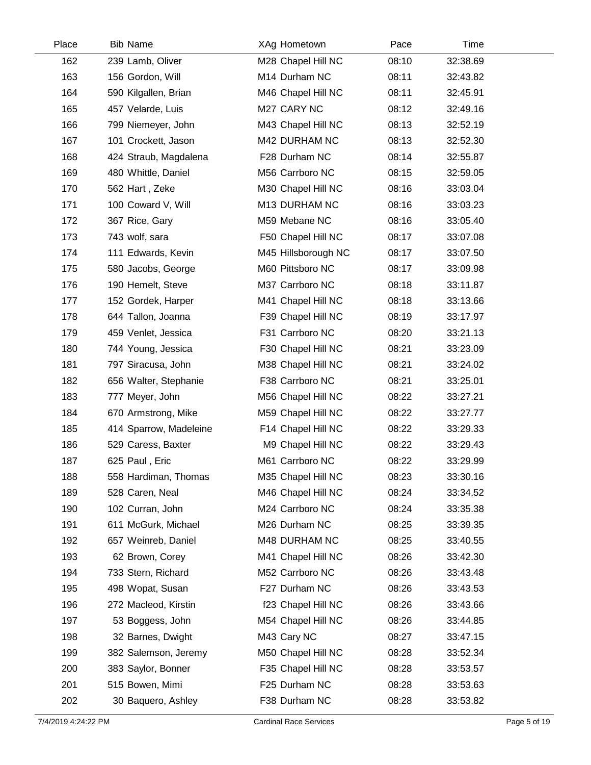| Place | Bib | Name | XAg | Hometown | Pace | Time |
|---|---|---|---|---|---|---|
| 162 | 239 | Lamb, Oliver | M28 | Chapel Hill NC | 08:10 | 32:38.69 |
| 163 | 156 | Gordon, Will | M14 | Durham NC | 08:11 | 32:43.82 |
| 164 | 590 | Kilgallen, Brian | M46 | Chapel Hill NC | 08:11 | 32:45.91 |
| 165 | 457 | Velarde, Luis | M27 | CARY NC | 08:12 | 32:49.16 |
| 166 | 799 | Niemeyer, John | M43 | Chapel Hill NC | 08:13 | 32:52.19 |
| 167 | 101 | Crockett, Jason | M42 | DURHAM NC | 08:13 | 32:52.30 |
| 168 | 424 | Straub, Magdalena | F28 | Durham NC | 08:14 | 32:55.87 |
| 169 | 480 | Whittle, Daniel | M56 | Carrboro NC | 08:15 | 32:59.05 |
| 170 | 562 | Hart , Zeke | M30 | Chapel Hill NC | 08:16 | 33:03.04 |
| 171 | 100 | Coward V, Will | M13 | DURHAM NC | 08:16 | 33:03.23 |
| 172 | 367 | Rice, Gary | M59 | Mebane NC | 08:16 | 33:05.40 |
| 173 | 743 | wolf, sara | F50 | Chapel Hill NC | 08:17 | 33:07.08 |
| 174 | 111 | Edwards, Kevin | M45 | Hillsborough NC | 08:17 | 33:07.50 |
| 175 | 580 | Jacobs, George | M60 | Pittsboro NC | 08:17 | 33:09.98 |
| 176 | 190 | Hemelt, Steve | M37 | Carrboro NC | 08:18 | 33:11.87 |
| 177 | 152 | Gordek, Harper | M41 | Chapel Hill NC | 08:18 | 33:13.66 |
| 178 | 644 | Tallon, Joanna | F39 | Chapel Hill NC | 08:19 | 33:17.97 |
| 179 | 459 | Venlet, Jessica | F31 | Carrboro NC | 08:20 | 33:21.13 |
| 180 | 744 | Young, Jessica | F30 | Chapel Hill NC | 08:21 | 33:23.09 |
| 181 | 797 | Siracusa, John | M38 | Chapel Hill NC | 08:21 | 33:24.02 |
| 182 | 656 | Walter, Stephanie | F38 | Carrboro NC | 08:21 | 33:25.01 |
| 183 | 777 | Meyer, John | M56 | Chapel Hill NC | 08:22 | 33:27.21 |
| 184 | 670 | Armstrong, Mike | M59 | Chapel Hill NC | 08:22 | 33:27.77 |
| 185 | 414 | Sparrow, Madeleine | F14 | Chapel Hill NC | 08:22 | 33:29.33 |
| 186 | 529 | Caress, Baxter | M9 | Chapel Hill NC | 08:22 | 33:29.43 |
| 187 | 625 | Paul , Eric | M61 | Carrboro NC | 08:22 | 33:29.99 |
| 188 | 558 | Hardiman, Thomas | M35 | Chapel Hill NC | 08:23 | 33:30.16 |
| 189 | 528 | Caren, Neal | M46 | Chapel Hill NC | 08:24 | 33:34.52 |
| 190 | 102 | Curran, John | M24 | Carrboro NC | 08:24 | 33:35.38 |
| 191 | 611 | McGurk, Michael | M26 | Durham NC | 08:25 | 33:39.35 |
| 192 | 657 | Weinreb, Daniel | M48 | DURHAM NC | 08:25 | 33:40.55 |
| 193 | 62 | Brown, Corey | M41 | Chapel Hill NC | 08:26 | 33:42.30 |
| 194 | 733 | Stern, Richard | M52 | Carrboro NC | 08:26 | 33:43.48 |
| 195 | 498 | Wopat, Susan | F27 | Durham NC | 08:26 | 33:43.53 |
| 196 | 272 | Macleod, Kirstin | f23 | Chapel Hill NC | 08:26 | 33:43.66 |
| 197 | 53 | Boggess, John | M54 | Chapel Hill NC | 08:26 | 33:44.85 |
| 198 | 32 | Barnes, Dwight | M43 | Cary NC | 08:27 | 33:47.15 |
| 199 | 382 | Salemson, Jeremy | M50 | Chapel Hill NC | 08:28 | 33:52.34 |
| 200 | 383 | Saylor, Bonner | F35 | Chapel Hill NC | 08:28 | 33:53.57 |
| 201 | 515 | Bowen, Mimi | F25 | Durham NC | 08:28 | 33:53.63 |
| 202 | 30 | Baquero, Ashley | F38 | Durham NC | 08:28 | 33:53.82 |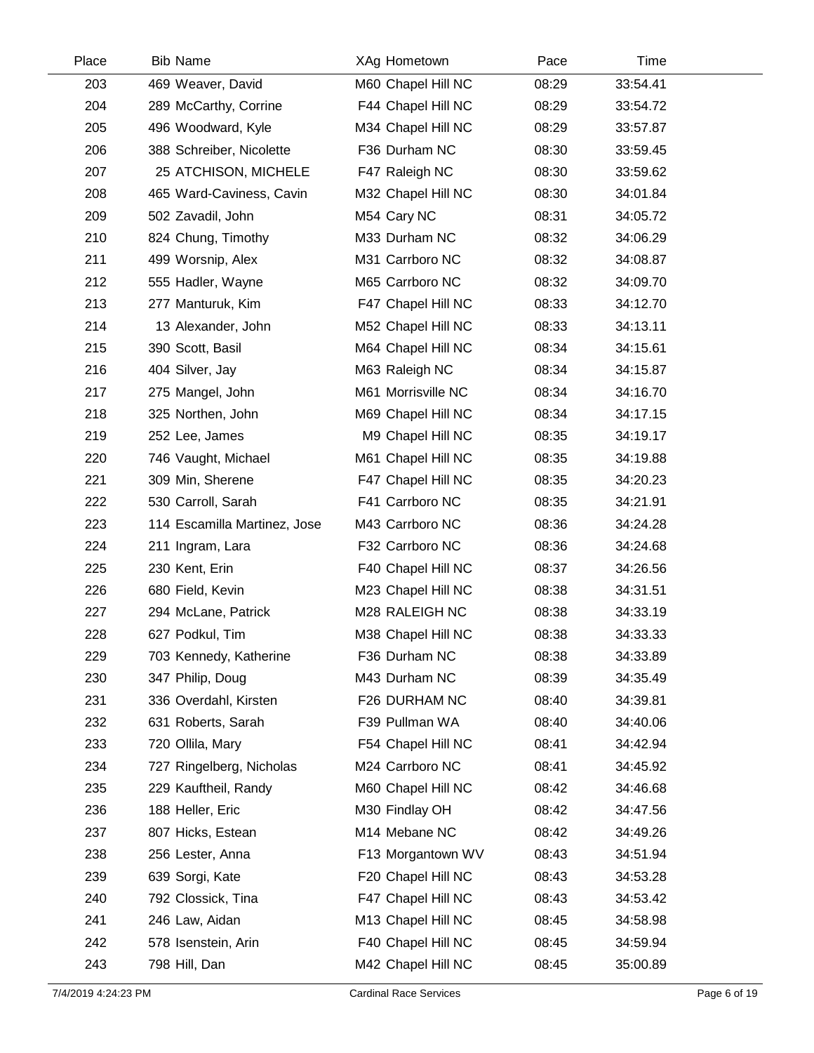| Place | Bib | Name | XAg | Hometown | Pace | Time |
|---|---|---|---|---|---|---|
| 203 | 469 | Weaver, David | M60 | Chapel Hill NC | 08:29 | 33:54.41 |
| 204 | 289 | McCarthy, Corrine | F44 | Chapel Hill NC | 08:29 | 33:54.72 |
| 205 | 496 | Woodward, Kyle | M34 | Chapel Hill NC | 08:29 | 33:57.87 |
| 206 | 388 | Schreiber, Nicolette | F36 | Durham NC | 08:30 | 33:59.45 |
| 207 | 25 | ATCHISON, MICHELE | F47 | Raleigh NC | 08:30 | 33:59.62 |
| 208 | 465 | Ward-Caviness, Cavin | M32 | Chapel Hill NC | 08:30 | 34:01.84 |
| 209 | 502 | Zavadil, John | M54 | Cary NC | 08:31 | 34:05.72 |
| 210 | 824 | Chung, Timothy | M33 | Durham NC | 08:32 | 34:06.29 |
| 211 | 499 | Worsnip, Alex | M31 | Carrboro NC | 08:32 | 34:08.87 |
| 212 | 555 | Hadler, Wayne | M65 | Carrboro NC | 08:32 | 34:09.70 |
| 213 | 277 | Manturuk, Kim | F47 | Chapel Hill NC | 08:33 | 34:12.70 |
| 214 | 13 | Alexander, John | M52 | Chapel Hill NC | 08:33 | 34:13.11 |
| 215 | 390 | Scott, Basil | M64 | Chapel Hill NC | 08:34 | 34:15.61 |
| 216 | 404 | Silver, Jay | M63 | Raleigh NC | 08:34 | 34:15.87 |
| 217 | 275 | Mangel, John | M61 | Morrisville NC | 08:34 | 34:16.70 |
| 218 | 325 | Northen, John | M69 | Chapel Hill NC | 08:34 | 34:17.15 |
| 219 | 252 | Lee, James | M9 | Chapel Hill NC | 08:35 | 34:19.17 |
| 220 | 746 | Vaught, Michael | M61 | Chapel Hill NC | 08:35 | 34:19.88 |
| 221 | 309 | Min, Sherene | F47 | Chapel Hill NC | 08:35 | 34:20.23 |
| 222 | 530 | Carroll, Sarah | F41 | Carrboro NC | 08:35 | 34:21.91 |
| 223 | 114 | Escamilla Martinez, Jose | M43 | Carrboro NC | 08:36 | 34:24.28 |
| 224 | 211 | Ingram, Lara | F32 | Carrboro NC | 08:36 | 34:24.68 |
| 225 | 230 | Kent, Erin | F40 | Chapel Hill NC | 08:37 | 34:26.56 |
| 226 | 680 | Field, Kevin | M23 | Chapel Hill NC | 08:38 | 34:31.51 |
| 227 | 294 | McLane, Patrick | M28 | RALEIGH NC | 08:38 | 34:33.19 |
| 228 | 627 | Podkul, Tim | M38 | Chapel Hill NC | 08:38 | 34:33.33 |
| 229 | 703 | Kennedy, Katherine | F36 | Durham NC | 08:38 | 34:33.89 |
| 230 | 347 | Philip, Doug | M43 | Durham NC | 08:39 | 34:35.49 |
| 231 | 336 | Overdahl, Kirsten | F26 | DURHAM NC | 08:40 | 34:39.81 |
| 232 | 631 | Roberts, Sarah | F39 | Pullman WA | 08:40 | 34:40.06 |
| 233 | 720 | Ollila, Mary | F54 | Chapel Hill NC | 08:41 | 34:42.94 |
| 234 | 727 | Ringelberg, Nicholas | M24 | Carrboro NC | 08:41 | 34:45.92 |
| 235 | 229 | Kauftheil, Randy | M60 | Chapel Hill NC | 08:42 | 34:46.68 |
| 236 | 188 | Heller, Eric | M30 | Findlay OH | 08:42 | 34:47.56 |
| 237 | 807 | Hicks, Estean | M14 | Mebane NC | 08:42 | 34:49.26 |
| 238 | 256 | Lester, Anna | F13 | Morgantown WV | 08:43 | 34:51.94 |
| 239 | 639 | Sorgi, Kate | F20 | Chapel Hill NC | 08:43 | 34:53.28 |
| 240 | 792 | Clossick, Tina | F47 | Chapel Hill NC | 08:43 | 34:53.42 |
| 241 | 246 | Law, Aidan | M13 | Chapel Hill NC | 08:45 | 34:58.98 |
| 242 | 578 | Isenstein, Arin | F40 | Chapel Hill NC | 08:45 | 34:59.94 |
| 243 | 798 | Hill, Dan | M42 | Chapel Hill NC | 08:45 | 35:00.89 |

7/4/2019 4:24:23 PM Cardinal Race Services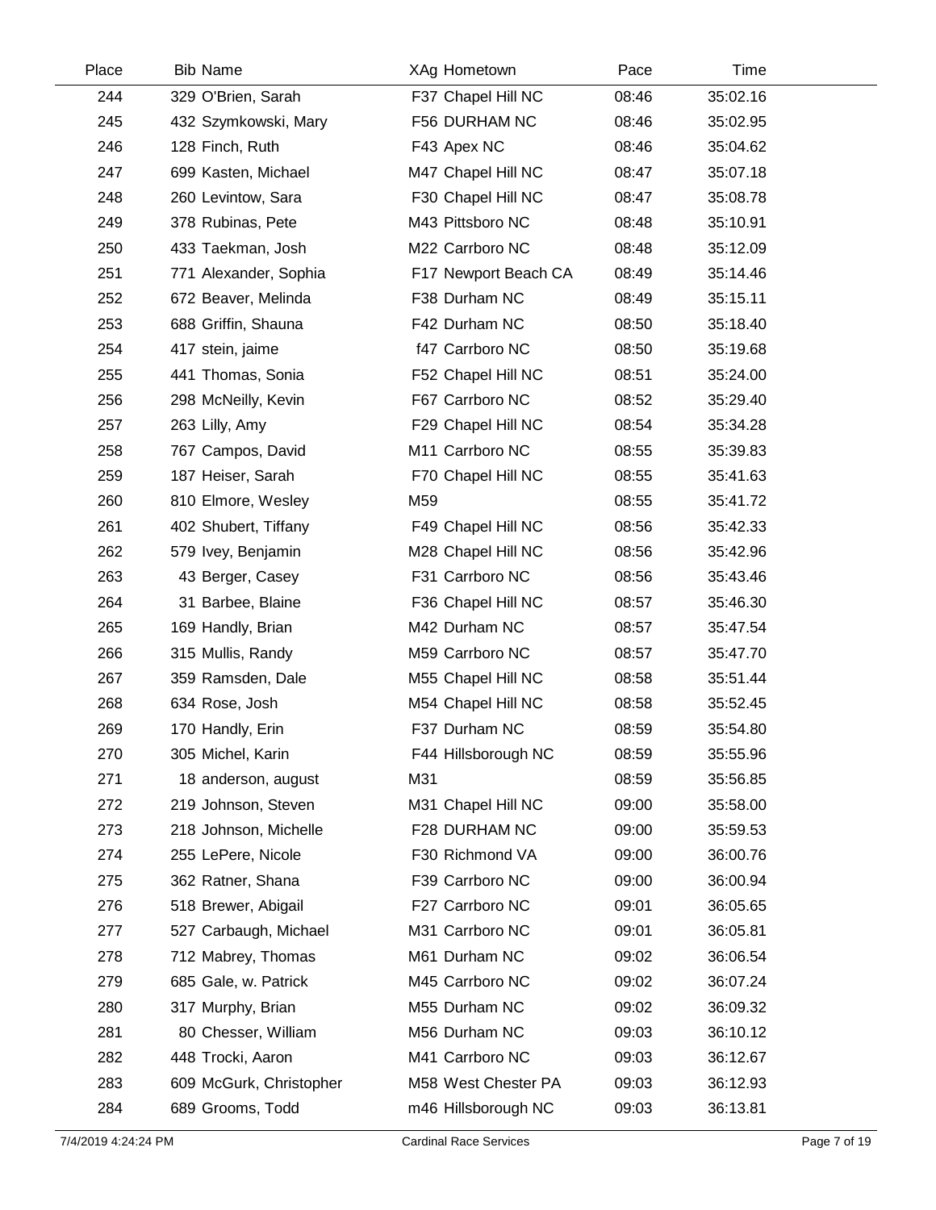| Place | Bib | Name | XAg | Hometown | Pace | Time |
|---|---|---|---|---|---|---|
| 244 | 329 | O'Brien, Sarah | F37 | Chapel Hill NC | 08:46 | 35:02.16 |
| 245 | 432 | Szymkowski, Mary | F56 | DURHAM NC | 08:46 | 35:02.95 |
| 246 | 128 | Finch, Ruth | F43 | Apex NC | 08:46 | 35:04.62 |
| 247 | 699 | Kasten, Michael | M47 | Chapel Hill NC | 08:47 | 35:07.18 |
| 248 | 260 | Levintow, Sara | F30 | Chapel Hill NC | 08:47 | 35:08.78 |
| 249 | 378 | Rubinas, Pete | M43 | Pittsboro NC | 08:48 | 35:10.91 |
| 250 | 433 | Taekman, Josh | M22 | Carrboro NC | 08:48 | 35:12.09 |
| 251 | 771 | Alexander, Sophia | F17 | Newport Beach CA | 08:49 | 35:14.46 |
| 252 | 672 | Beaver, Melinda | F38 | Durham NC | 08:49 | 35:15.11 |
| 253 | 688 | Griffin, Shauna | F42 | Durham NC | 08:50 | 35:18.40 |
| 254 | 417 | stein, jaime | f47 | Carrboro NC | 08:50 | 35:19.68 |
| 255 | 441 | Thomas, Sonia | F52 | Chapel Hill NC | 08:51 | 35:24.00 |
| 256 | 298 | McNeilly, Kevin | F67 | Carrboro NC | 08:52 | 35:29.40 |
| 257 | 263 | Lilly, Amy | F29 | Chapel Hill NC | 08:54 | 35:34.28 |
| 258 | 767 | Campos, David | M11 | Carrboro NC | 08:55 | 35:39.83 |
| 259 | 187 | Heiser, Sarah | F70 | Chapel Hill NC | 08:55 | 35:41.63 |
| 260 | 810 | Elmore, Wesley | M59 | | 08:55 | 35:41.72 |
| 261 | 402 | Shubert, Tiffany | F49 | Chapel Hill NC | 08:56 | 35:42.33 |
| 262 | 579 | Ivey, Benjamin | M28 | Chapel Hill NC | 08:56 | 35:42.96 |
| 263 | 43 | Berger, Casey | F31 | Carrboro NC | 08:56 | 35:43.46 |
| 264 | 31 | Barbee, Blaine | F36 | Chapel Hill NC | 08:57 | 35:46.30 |
| 265 | 169 | Handly, Brian | M42 | Durham NC | 08:57 | 35:47.54 |
| 266 | 315 | Mullis, Randy | M59 | Carrboro NC | 08:57 | 35:47.70 |
| 267 | 359 | Ramsden, Dale | M55 | Chapel Hill NC | 08:58 | 35:51.44 |
| 268 | 634 | Rose, Josh | M54 | Chapel Hill NC | 08:58 | 35:52.45 |
| 269 | 170 | Handly, Erin | F37 | Durham NC | 08:59 | 35:54.80 |
| 270 | 305 | Michel, Karin | F44 | Hillsborough NC | 08:59 | 35:55.96 |
| 271 | 18 | anderson, august | M31 | | 08:59 | 35:56.85 |
| 272 | 219 | Johnson, Steven | M31 | Chapel Hill NC | 09:00 | 35:58.00 |
| 273 | 218 | Johnson, Michelle | F28 | DURHAM NC | 09:00 | 35:59.53 |
| 274 | 255 | LePere, Nicole | F30 | Richmond VA | 09:00 | 36:00.76 |
| 275 | 362 | Ratner, Shana | F39 | Carrboro NC | 09:00 | 36:00.94 |
| 276 | 518 | Brewer, Abigail | F27 | Carrboro NC | 09:01 | 36:05.65 |
| 277 | 527 | Carbaugh, Michael | M31 | Carrboro NC | 09:01 | 36:05.81 |
| 278 | 712 | Mabrey, Thomas | M61 | Durham NC | 09:02 | 36:06.54 |
| 279 | 685 | Gale, w. Patrick | M45 | Carrboro NC | 09:02 | 36:07.24 |
| 280 | 317 | Murphy, Brian | M55 | Durham NC | 09:02 | 36:09.32 |
| 281 | 80 | Chesser, William | M56 | Durham NC | 09:03 | 36:10.12 |
| 282 | 448 | Trocki, Aaron | M41 | Carrboro NC | 09:03 | 36:12.67 |
| 283 | 609 | McGurk, Christopher | M58 | West Chester PA | 09:03 | 36:12.93 |
| 284 | 689 | Grooms, Todd | m46 | Hillsborough NC | 09:03 | 36:13.81 |

7/4/2019 4:24:24 PM Cardinal Race Services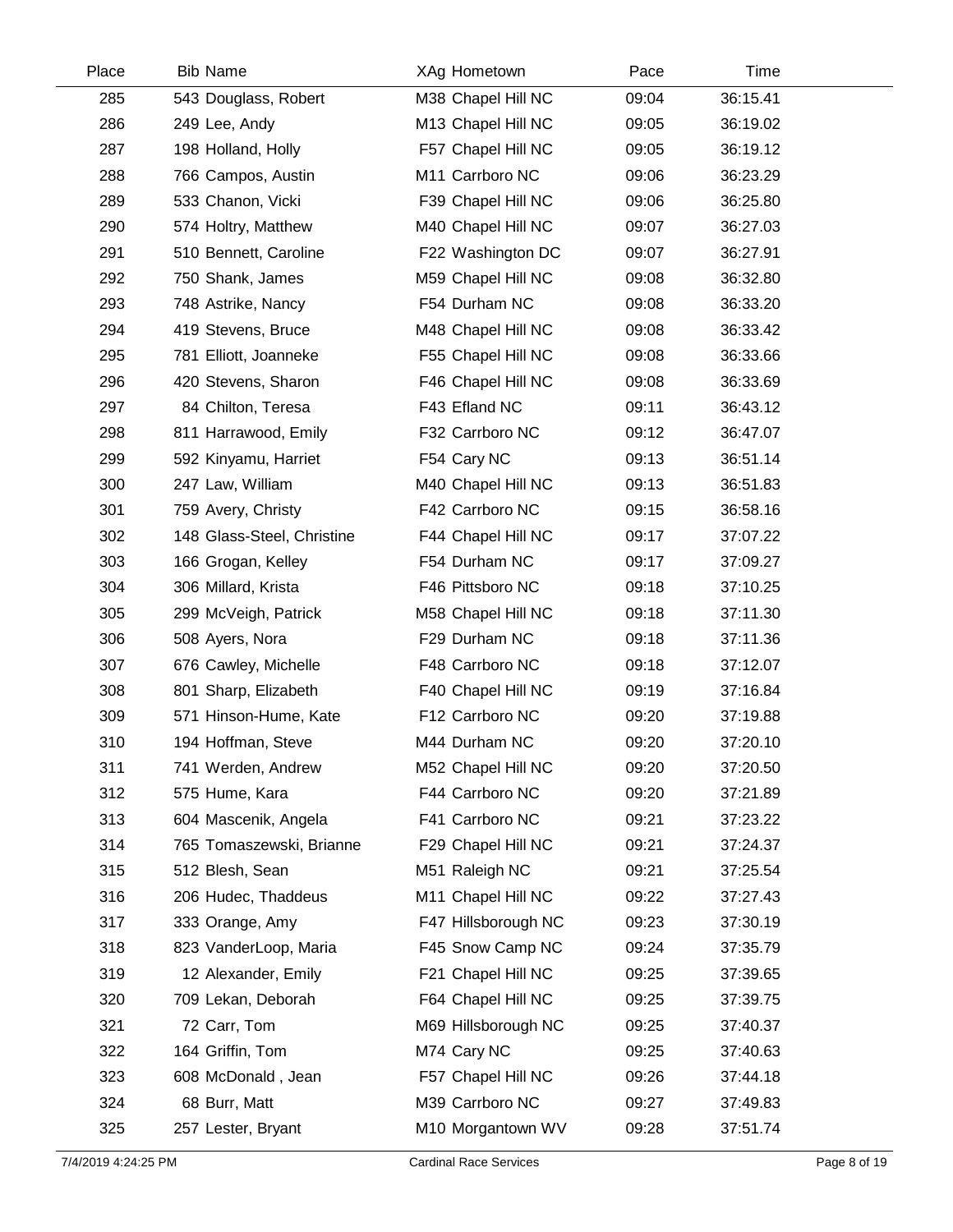| Place | Bib Name | XAg Hometown | Pace | Time |
|---|---|---|---|---|
| 285 | 543 Douglass, Robert | M38 Chapel Hill NC | 09:04 | 36:15.41 |
| 286 | 249 Lee, Andy | M13 Chapel Hill NC | 09:05 | 36:19.02 |
| 287 | 198 Holland, Holly | F57 Chapel Hill NC | 09:05 | 36:19.12 |
| 288 | 766 Campos, Austin | M11 Carrboro NC | 09:06 | 36:23.29 |
| 289 | 533 Chanon, Vicki | F39 Chapel Hill NC | 09:06 | 36:25.80 |
| 290 | 574 Holtry, Matthew | M40 Chapel Hill NC | 09:07 | 36:27.03 |
| 291 | 510 Bennett, Caroline | F22 Washington DC | 09:07 | 36:27.91 |
| 292 | 750 Shank, James | M59 Chapel Hill NC | 09:08 | 36:32.80 |
| 293 | 748 Astrike, Nancy | F54 Durham NC | 09:08 | 36:33.20 |
| 294 | 419 Stevens, Bruce | M48 Chapel Hill NC | 09:08 | 36:33.42 |
| 295 | 781 Elliott, Joanneke | F55 Chapel Hill NC | 09:08 | 36:33.66 |
| 296 | 420 Stevens, Sharon | F46 Chapel Hill NC | 09:08 | 36:33.69 |
| 297 | 84 Chilton, Teresa | F43 Efland NC | 09:11 | 36:43.12 |
| 298 | 811 Harrawood, Emily | F32 Carrboro NC | 09:12 | 36:47.07 |
| 299 | 592 Kinyamu, Harriet | F54 Cary NC | 09:13 | 36:51.14 |
| 300 | 247 Law, William | M40 Chapel Hill NC | 09:13 | 36:51.83 |
| 301 | 759 Avery, Christy | F42 Carrboro NC | 09:15 | 36:58.16 |
| 302 | 148 Glass-Steel, Christine | F44 Chapel Hill NC | 09:17 | 37:07.22 |
| 303 | 166 Grogan, Kelley | F54 Durham NC | 09:17 | 37:09.27 |
| 304 | 306 Millard, Krista | F46 Pittsboro NC | 09:18 | 37:10.25 |
| 305 | 299 McVeigh, Patrick | M58 Chapel Hill NC | 09:18 | 37:11.30 |
| 306 | 508 Ayers, Nora | F29 Durham NC | 09:18 | 37:11.36 |
| 307 | 676 Cawley, Michelle | F48 Carrboro NC | 09:18 | 37:12.07 |
| 308 | 801 Sharp, Elizabeth | F40 Chapel Hill NC | 09:19 | 37:16.84 |
| 309 | 571 Hinson-Hume, Kate | F12 Carrboro NC | 09:20 | 37:19.88 |
| 310 | 194 Hoffman, Steve | M44 Durham NC | 09:20 | 37:20.10 |
| 311 | 741 Werden, Andrew | M52 Chapel Hill NC | 09:20 | 37:20.50 |
| 312 | 575 Hume, Kara | F44 Carrboro NC | 09:20 | 37:21.89 |
| 313 | 604 Mascenik, Angela | F41 Carrboro NC | 09:21 | 37:23.22 |
| 314 | 765 Tomaszewski, Brianne | F29 Chapel Hill NC | 09:21 | 37:24.37 |
| 315 | 512 Blesh, Sean | M51 Raleigh NC | 09:21 | 37:25.54 |
| 316 | 206 Hudec, Thaddeus | M11 Chapel Hill NC | 09:22 | 37:27.43 |
| 317 | 333 Orange, Amy | F47 Hillsborough NC | 09:23 | 37:30.19 |
| 318 | 823 VanderLoop, Maria | F45 Snow Camp NC | 09:24 | 37:35.79 |
| 319 | 12 Alexander, Emily | F21 Chapel Hill NC | 09:25 | 37:39.65 |
| 320 | 709 Lekan, Deborah | F64 Chapel Hill NC | 09:25 | 37:39.75 |
| 321 | 72 Carr, Tom | M69 Hillsborough NC | 09:25 | 37:40.37 |
| 322 | 164 Griffin, Tom | M74 Cary NC | 09:25 | 37:40.63 |
| 323 | 608 McDonald , Jean | F57 Chapel Hill NC | 09:26 | 37:44.18 |
| 324 | 68 Burr, Matt | M39 Carrboro NC | 09:27 | 37:49.83 |
| 325 | 257 Lester, Bryant | M10 Morgantown WV | 09:28 | 37:51.74 |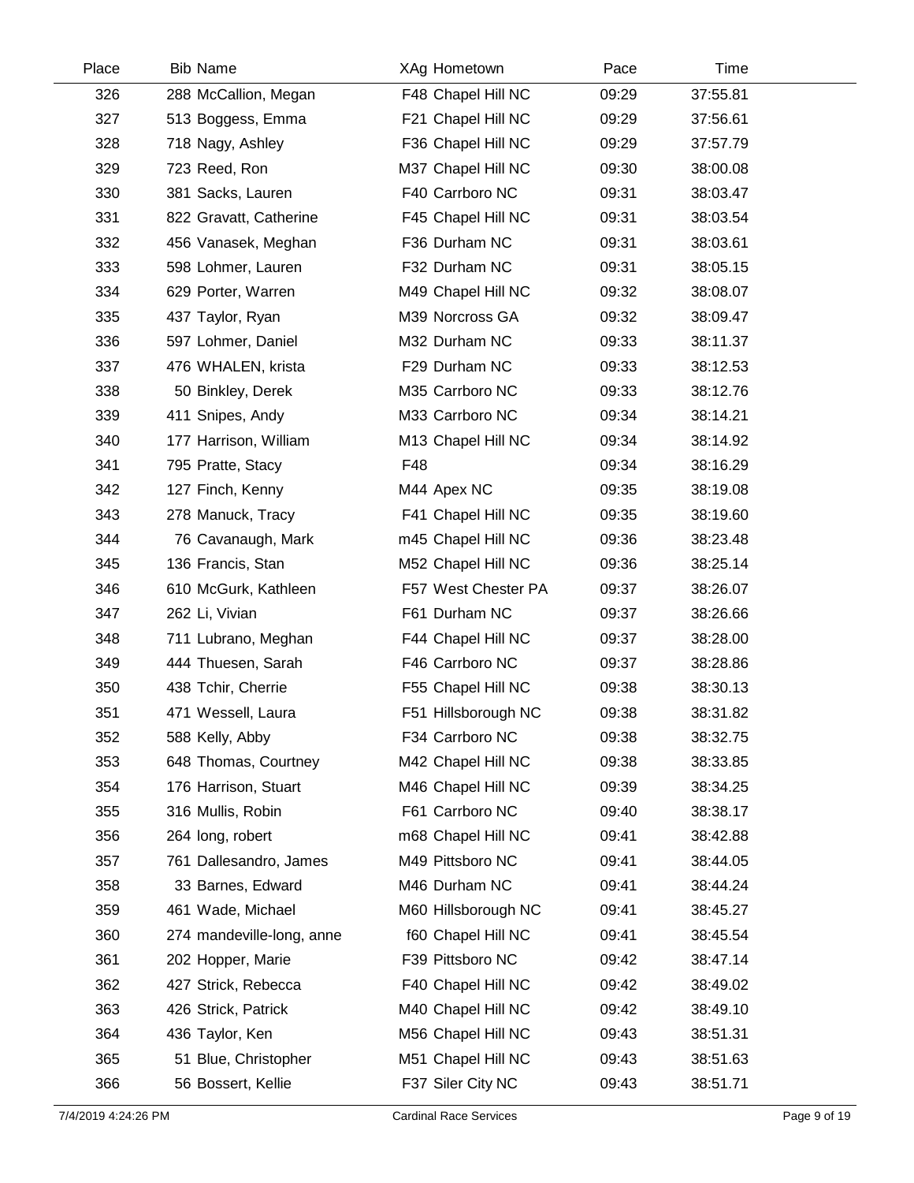| Place | Bib | Name | XAg | Hometown | Pace | Time |
|---|---|---|---|---|---|---|
| 326 | 288 | McCallion, Megan | F48 | Chapel Hill NC | 09:29 | 37:55.81 |
| 327 | 513 | Boggess, Emma | F21 | Chapel Hill NC | 09:29 | 37:56.61 |
| 328 | 718 | Nagy, Ashley | F36 | Chapel Hill NC | 09:29 | 37:57.79 |
| 329 | 723 | Reed, Ron | M37 | Chapel Hill NC | 09:30 | 38:00.08 |
| 330 | 381 | Sacks, Lauren | F40 | Carrboro NC | 09:31 | 38:03.47 |
| 331 | 822 | Gravatt, Catherine | F45 | Chapel Hill NC | 09:31 | 38:03.54 |
| 332 | 456 | Vanasek, Meghan | F36 | Durham NC | 09:31 | 38:03.61 |
| 333 | 598 | Lohmer, Lauren | F32 | Durham NC | 09:31 | 38:05.15 |
| 334 | 629 | Porter, Warren | M49 | Chapel Hill NC | 09:32 | 38:08.07 |
| 335 | 437 | Taylor, Ryan | M39 | Norcross GA | 09:32 | 38:09.47 |
| 336 | 597 | Lohmer, Daniel | M32 | Durham NC | 09:33 | 38:11.37 |
| 337 | 476 | WHALEN, krista | F29 | Durham NC | 09:33 | 38:12.53 |
| 338 | 50 | Binkley, Derek | M35 | Carrboro NC | 09:33 | 38:12.76 |
| 339 | 411 | Snipes, Andy | M33 | Carrboro NC | 09:34 | 38:14.21 |
| 340 | 177 | Harrison, William | M13 | Chapel Hill NC | 09:34 | 38:14.92 |
| 341 | 795 | Pratte, Stacy | F48 | | 09:34 | 38:16.29 |
| 342 | 127 | Finch, Kenny | M44 | Apex NC | 09:35 | 38:19.08 |
| 343 | 278 | Manuck, Tracy | F41 | Chapel Hill NC | 09:35 | 38:19.60 |
| 344 | 76 | Cavanaugh, Mark | m45 | Chapel Hill NC | 09:36 | 38:23.48 |
| 345 | 136 | Francis, Stan | M52 | Chapel Hill NC | 09:36 | 38:25.14 |
| 346 | 610 | McGurk, Kathleen | F57 | West Chester PA | 09:37 | 38:26.07 |
| 347 | 262 | Li, Vivian | F61 | Durham NC | 09:37 | 38:26.66 |
| 348 | 711 | Lubrano, Meghan | F44 | Chapel Hill NC | 09:37 | 38:28.00 |
| 349 | 444 | Thuesen, Sarah | F46 | Carrboro NC | 09:37 | 38:28.86 |
| 350 | 438 | Tchir, Cherrie | F55 | Chapel Hill NC | 09:38 | 38:30.13 |
| 351 | 471 | Wessell, Laura | F51 | Hillsborough NC | 09:38 | 38:31.82 |
| 352 | 588 | Kelly, Abby | F34 | Carrboro NC | 09:38 | 38:32.75 |
| 353 | 648 | Thomas, Courtney | M42 | Chapel Hill NC | 09:38 | 38:33.85 |
| 354 | 176 | Harrison, Stuart | M46 | Chapel Hill NC | 09:39 | 38:34.25 |
| 355 | 316 | Mullis, Robin | F61 | Carrboro NC | 09:40 | 38:38.17 |
| 356 | 264 | long, robert | m68 | Chapel Hill NC | 09:41 | 38:42.88 |
| 357 | 761 | Dallesandro, James | M49 | Pittsboro NC | 09:41 | 38:44.05 |
| 358 | 33 | Barnes, Edward | M46 | Durham NC | 09:41 | 38:44.24 |
| 359 | 461 | Wade, Michael | M60 | Hillsborough NC | 09:41 | 38:45.27 |
| 360 | 274 | mandeville-long, anne | f60 | Chapel Hill NC | 09:41 | 38:45.54 |
| 361 | 202 | Hopper, Marie | F39 | Pittsboro NC | 09:42 | 38:47.14 |
| 362 | 427 | Strick, Rebecca | F40 | Chapel Hill NC | 09:42 | 38:49.02 |
| 363 | 426 | Strick, Patrick | M40 | Chapel Hill NC | 09:42 | 38:49.10 |
| 364 | 436 | Taylor, Ken | M56 | Chapel Hill NC | 09:43 | 38:51.31 |
| 365 | 51 | Blue, Christopher | M51 | Chapel Hill NC | 09:43 | 38:51.63 |
| 366 | 56 | Bossert, Kellie | F37 | Siler City NC | 09:43 | 38:51.71 |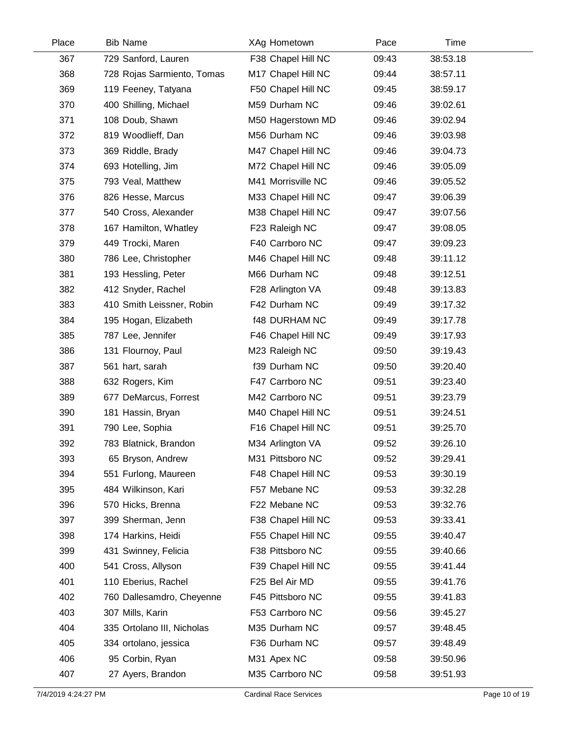| Place | Bib | Name | XAg | Hometown | Pace | Time |
|---|---|---|---|---|---|---|
| 367 | 729 | Sanford, Lauren | F38 | Chapel Hill NC | 09:43 | 38:53.18 |
| 368 | 728 | Rojas Sarmiento, Tomas | M17 | Chapel Hill NC | 09:44 | 38:57.11 |
| 369 | 119 | Feeney, Tatyana | F50 | Chapel Hill NC | 09:45 | 38:59.17 |
| 370 | 400 | Shilling, Michael | M59 | Durham NC | 09:46 | 39:02.61 |
| 371 | 108 | Doub, Shawn | M50 | Hagerstown MD | 09:46 | 39:02.94 |
| 372 | 819 | Woodlieff, Dan | M56 | Durham NC | 09:46 | 39:03.98 |
| 373 | 369 | Riddle, Brady | M47 | Chapel Hill NC | 09:46 | 39:04.73 |
| 374 | 693 | Hotelling, Jim | M72 | Chapel Hill NC | 09:46 | 39:05.09 |
| 375 | 793 | Veal, Matthew | M41 | Morrisville NC | 09:46 | 39:05.52 |
| 376 | 826 | Hesse, Marcus | M33 | Chapel Hill NC | 09:47 | 39:06.39 |
| 377 | 540 | Cross, Alexander | M38 | Chapel Hill NC | 09:47 | 39:07.56 |
| 378 | 167 | Hamilton, Whatley | F23 | Raleigh NC | 09:47 | 39:08.05 |
| 379 | 449 | Trocki, Maren | F40 | Carrboro NC | 09:47 | 39:09.23 |
| 380 | 786 | Lee, Christopher | M46 | Chapel Hill NC | 09:48 | 39:11.12 |
| 381 | 193 | Hessling, Peter | M66 | Durham NC | 09:48 | 39:12.51 |
| 382 | 412 | Snyder, Rachel | F28 | Arlington VA | 09:48 | 39:13.83 |
| 383 | 410 | Smith Leissner, Robin | F42 | Durham NC | 09:49 | 39:17.32 |
| 384 | 195 | Hogan, Elizabeth | f48 | DURHAM NC | 09:49 | 39:17.78 |
| 385 | 787 | Lee, Jennifer | F46 | Chapel Hill NC | 09:49 | 39:17.93 |
| 386 | 131 | Flournoy, Paul | M23 | Raleigh NC | 09:50 | 39:19.43 |
| 387 | 561 | hart, sarah | f39 | Durham NC | 09:50 | 39:20.40 |
| 388 | 632 | Rogers, Kim | F47 | Carrboro NC | 09:51 | 39:23.40 |
| 389 | 677 | DeMarcus, Forrest | M42 | Carrboro NC | 09:51 | 39:23.79 |
| 390 | 181 | Hassin, Bryan | M40 | Chapel Hill NC | 09:51 | 39:24.51 |
| 391 | 790 | Lee, Sophia | F16 | Chapel Hill NC | 09:51 | 39:25.70 |
| 392 | 783 | Blatnick, Brandon | M34 | Arlington VA | 09:52 | 39:26.10 |
| 393 | 65 | Bryson, Andrew | M31 | Pittsboro NC | 09:52 | 39:29.41 |
| 394 | 551 | Furlong, Maureen | F48 | Chapel Hill NC | 09:53 | 39:30.19 |
| 395 | 484 | Wilkinson, Kari | F57 | Mebane NC | 09:53 | 39:32.28 |
| 396 | 570 | Hicks, Brenna | F22 | Mebane NC | 09:53 | 39:32.76 |
| 397 | 399 | Sherman, Jenn | F38 | Chapel Hill NC | 09:53 | 39:33.41 |
| 398 | 174 | Harkins, Heidi | F55 | Chapel Hill NC | 09:55 | 39:40.47 |
| 399 | 431 | Swinney, Felicia | F38 | Pittsboro NC | 09:55 | 39:40.66 |
| 400 | 541 | Cross, Allyson | F39 | Chapel Hill NC | 09:55 | 39:41.44 |
| 401 | 110 | Eberius, Rachel | F25 | Bel Air MD | 09:55 | 39:41.76 |
| 402 | 760 | Dallesamdro, Cheyenne | F45 | Pittsboro NC | 09:55 | 39:41.83 |
| 403 | 307 | Mills, Karin | F53 | Carrboro NC | 09:56 | 39:45.27 |
| 404 | 335 | Ortolano III, Nicholas | M35 | Durham NC | 09:57 | 39:48.45 |
| 405 | 334 | ortolano, jessica | F36 | Durham NC | 09:57 | 39:48.49 |
| 406 | 95 | Corbin, Ryan | M31 | Apex NC | 09:58 | 39:50.96 |
| 407 | 27 | Ayers, Brandon | M35 | Carrboro NC | 09:58 | 39:51.93 |

7/4/2019 4:24:27 PM Cardinal Race Services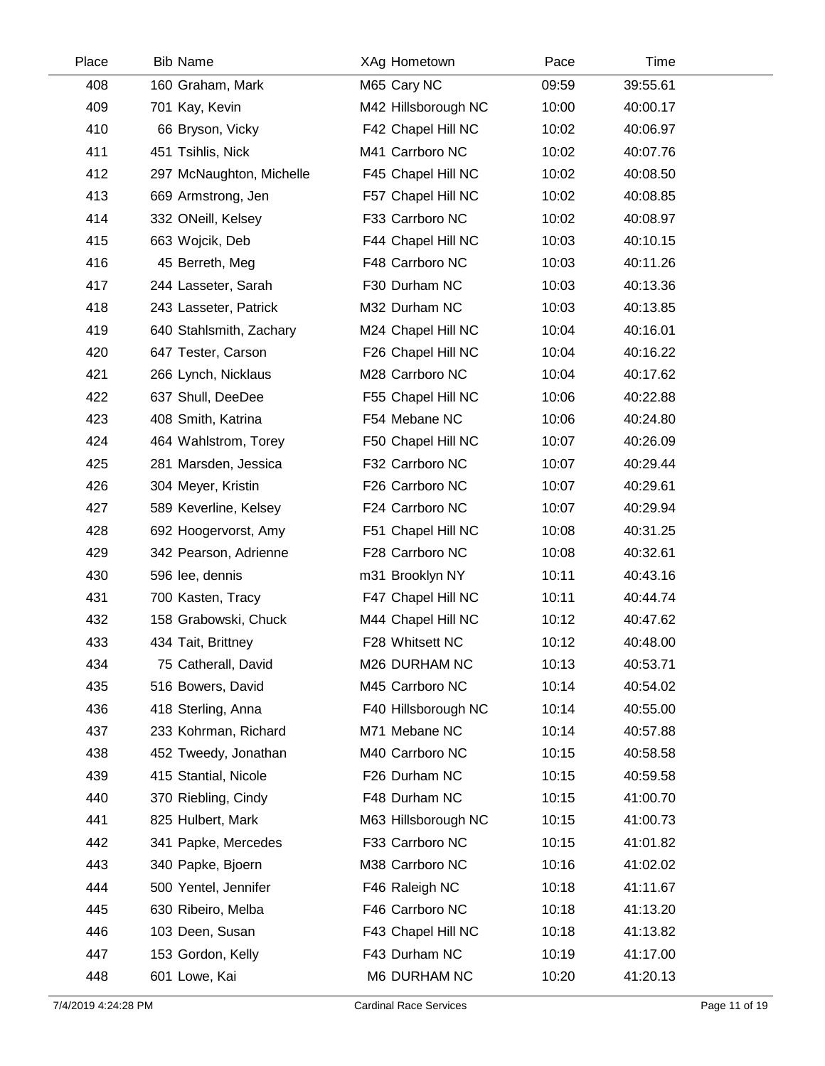| Place | Bib | Name | XAg | Hometown | Pace | Time |
|---|---|---|---|---|---|---|
| 408 | 160 | Graham, Mark | M65 | Cary NC | 09:59 | 39:55.61 |
| 409 | 701 | Kay, Kevin | M42 | Hillsborough NC | 10:00 | 40:00.17 |
| 410 | 66 | Bryson, Vicky | F42 | Chapel Hill NC | 10:02 | 40:06.97 |
| 411 | 451 | Tsihlis, Nick | M41 | Carrboro NC | 10:02 | 40:07.76 |
| 412 | 297 | McNaughton, Michelle | F45 | Chapel Hill NC | 10:02 | 40:08.50 |
| 413 | 669 | Armstrong, Jen | F57 | Chapel Hill NC | 10:02 | 40:08.85 |
| 414 | 332 | ONeill, Kelsey | F33 | Carrboro NC | 10:02 | 40:08.97 |
| 415 | 663 | Wojcik, Deb | F44 | Chapel Hill NC | 10:03 | 40:10.15 |
| 416 | 45 | Berreth, Meg | F48 | Carrboro NC | 10:03 | 40:11.26 |
| 417 | 244 | Lasseter, Sarah | F30 | Durham NC | 10:03 | 40:13.36 |
| 418 | 243 | Lasseter, Patrick | M32 | Durham NC | 10:03 | 40:13.85 |
| 419 | 640 | Stahlsmith, Zachary | M24 | Chapel Hill NC | 10:04 | 40:16.01 |
| 420 | 647 | Tester, Carson | F26 | Chapel Hill NC | 10:04 | 40:16.22 |
| 421 | 266 | Lynch, Nicklaus | M28 | Carrboro NC | 10:04 | 40:17.62 |
| 422 | 637 | Shull, DeeDee | F55 | Chapel Hill NC | 10:06 | 40:22.88 |
| 423 | 408 | Smith, Katrina | F54 | Mebane NC | 10:06 | 40:24.80 |
| 424 | 464 | Wahlstrom, Torey | F50 | Chapel Hill NC | 10:07 | 40:26.09 |
| 425 | 281 | Marsden, Jessica | F32 | Carrboro NC | 10:07 | 40:29.44 |
| 426 | 304 | Meyer, Kristin | F26 | Carrboro NC | 10:07 | 40:29.61 |
| 427 | 589 | Keverline, Kelsey | F24 | Carrboro NC | 10:07 | 40:29.94 |
| 428 | 692 | Hoogervorst, Amy | F51 | Chapel Hill NC | 10:08 | 40:31.25 |
| 429 | 342 | Pearson, Adrienne | F28 | Carrboro NC | 10:08 | 40:32.61 |
| 430 | 596 | lee, dennis | m31 | Brooklyn NY | 10:11 | 40:43.16 |
| 431 | 700 | Kasten, Tracy | F47 | Chapel Hill NC | 10:11 | 40:44.74 |
| 432 | 158 | Grabowski, Chuck | M44 | Chapel Hill NC | 10:12 | 40:47.62 |
| 433 | 434 | Tait, Brittney | F28 | Whitsett NC | 10:12 | 40:48.00 |
| 434 | 75 | Catherall, David | M26 | DURHAM NC | 10:13 | 40:53.71 |
| 435 | 516 | Bowers, David | M45 | Carrboro NC | 10:14 | 40:54.02 |
| 436 | 418 | Sterling, Anna | F40 | Hillsborough NC | 10:14 | 40:55.00 |
| 437 | 233 | Kohrman, Richard | M71 | Mebane NC | 10:14 | 40:57.88 |
| 438 | 452 | Tweedy, Jonathan | M40 | Carrboro NC | 10:15 | 40:58.58 |
| 439 | 415 | Stantial, Nicole | F26 | Durham NC | 10:15 | 40:59.58 |
| 440 | 370 | Riebling, Cindy | F48 | Durham NC | 10:15 | 41:00.70 |
| 441 | 825 | Hulbert, Mark | M63 | Hillsborough NC | 10:15 | 41:00.73 |
| 442 | 341 | Papke, Mercedes | F33 | Carrboro NC | 10:15 | 41:01.82 |
| 443 | 340 | Papke, Bjoern | M38 | Carrboro NC | 10:16 | 41:02.02 |
| 444 | 500 | Yentel, Jennifer | F46 | Raleigh NC | 10:18 | 41:11.67 |
| 445 | 630 | Ribeiro, Melba | F46 | Carrboro NC | 10:18 | 41:13.20 |
| 446 | 103 | Deen, Susan | F43 | Chapel Hill NC | 10:18 | 41:13.82 |
| 447 | 153 | Gordon, Kelly | F43 | Durham NC | 10:19 | 41:17.00 |
| 448 | 601 | Lowe, Kai | M6 | DURHAM NC | 10:20 | 41:20.13 |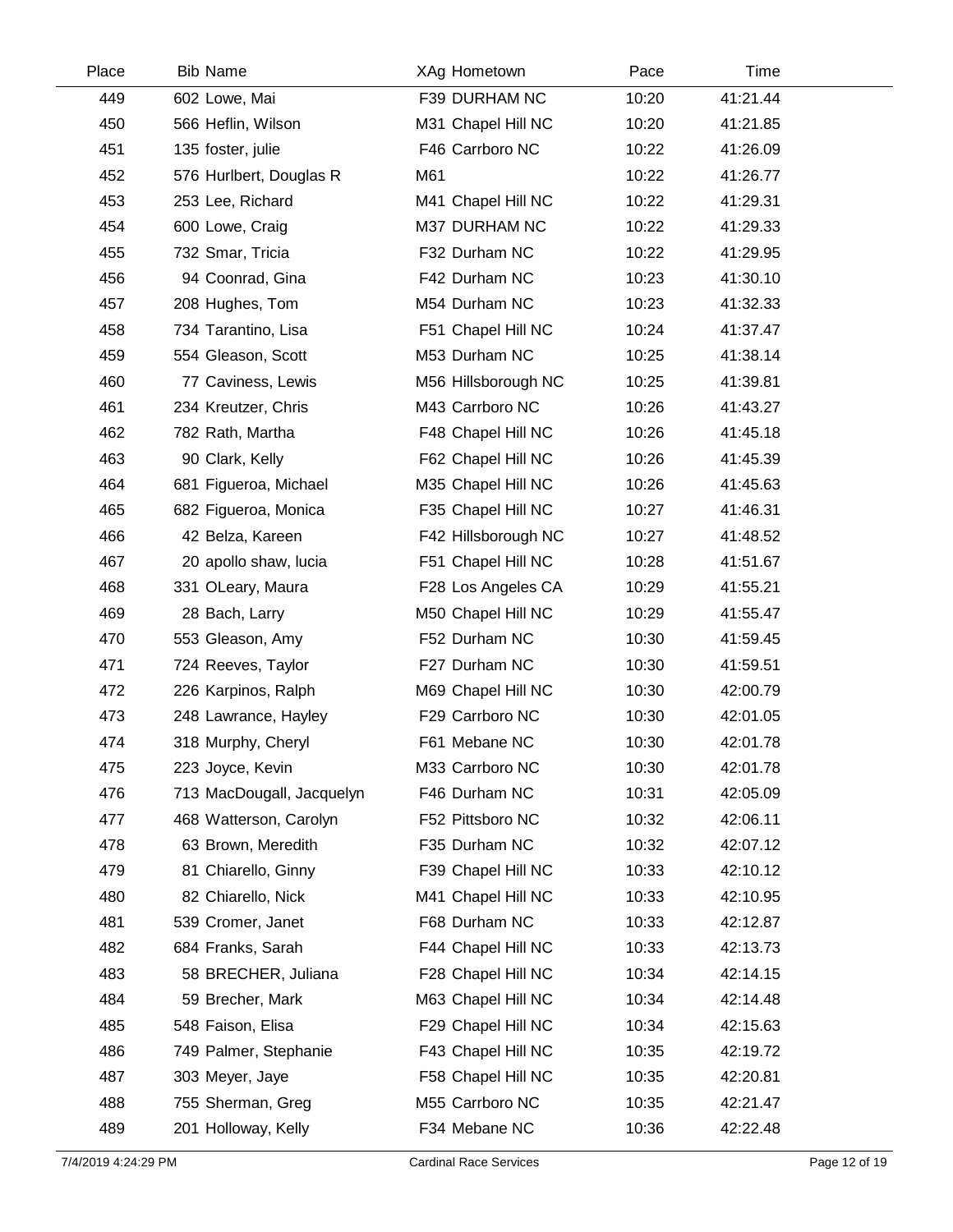| Place | Bib | Name | XAg | Hometown | Pace | Time |
|---|---|---|---|---|---|---|
| 449 | 602 | Lowe, Mai | F39 | DURHAM NC | 10:20 | 41:21.44 |
| 450 | 566 | Heflin, Wilson | M31 | Chapel Hill NC | 10:20 | 41:21.85 |
| 451 | 135 | foster, julie | F46 | Carrboro NC | 10:22 | 41:26.09 |
| 452 | 576 | Hurlbert, Douglas R | M61 | | 10:22 | 41:26.77 |
| 453 | 253 | Lee, Richard | M41 | Chapel Hill NC | 10:22 | 41:29.31 |
| 454 | 600 | Lowe, Craig | M37 | DURHAM NC | 10:22 | 41:29.33 |
| 455 | 732 | Smar, Tricia | F32 | Durham NC | 10:22 | 41:29.95 |
| 456 | 94 | Coonrad, Gina | F42 | Durham NC | 10:23 | 41:30.10 |
| 457 | 208 | Hughes, Tom | M54 | Durham NC | 10:23 | 41:32.33 |
| 458 | 734 | Tarantino, Lisa | F51 | Chapel Hill NC | 10:24 | 41:37.47 |
| 459 | 554 | Gleason, Scott | M53 | Durham NC | 10:25 | 41:38.14 |
| 460 | 77 | Caviness, Lewis | M56 | Hillsborough NC | 10:25 | 41:39.81 |
| 461 | 234 | Kreutzer, Chris | M43 | Carrboro NC | 10:26 | 41:43.27 |
| 462 | 782 | Rath, Martha | F48 | Chapel Hill NC | 10:26 | 41:45.18 |
| 463 | 90 | Clark, Kelly | F62 | Chapel Hill NC | 10:26 | 41:45.39 |
| 464 | 681 | Figueroa, Michael | M35 | Chapel Hill NC | 10:26 | 41:45.63 |
| 465 | 682 | Figueroa, Monica | F35 | Chapel Hill NC | 10:27 | 41:46.31 |
| 466 | 42 | Belza, Kareen | F42 | Hillsborough NC | 10:27 | 41:48.52 |
| 467 | 20 | apollo shaw, lucia | F51 | Chapel Hill NC | 10:28 | 41:51.67 |
| 468 | 331 | OLeary, Maura | F28 | Los Angeles CA | 10:29 | 41:55.21 |
| 469 | 28 | Bach, Larry | M50 | Chapel Hill NC | 10:29 | 41:55.47 |
| 470 | 553 | Gleason, Amy | F52 | Durham NC | 10:30 | 41:59.45 |
| 471 | 724 | Reeves, Taylor | F27 | Durham NC | 10:30 | 41:59.51 |
| 472 | 226 | Karpinos, Ralph | M69 | Chapel Hill NC | 10:30 | 42:00.79 |
| 473 | 248 | Lawrance, Hayley | F29 | Carrboro NC | 10:30 | 42:01.05 |
| 474 | 318 | Murphy, Cheryl | F61 | Mebane NC | 10:30 | 42:01.78 |
| 475 | 223 | Joyce, Kevin | M33 | Carrboro NC | 10:30 | 42:01.78 |
| 476 | 713 | MacDougall, Jacquelyn | F46 | Durham NC | 10:31 | 42:05.09 |
| 477 | 468 | Watterson, Carolyn | F52 | Pittsboro NC | 10:32 | 42:06.11 |
| 478 | 63 | Brown, Meredith | F35 | Durham NC | 10:32 | 42:07.12 |
| 479 | 81 | Chiarello, Ginny | F39 | Chapel Hill NC | 10:33 | 42:10.12 |
| 480 | 82 | Chiarello, Nick | M41 | Chapel Hill NC | 10:33 | 42:10.95 |
| 481 | 539 | Cromer, Janet | F68 | Durham NC | 10:33 | 42:12.87 |
| 482 | 684 | Franks, Sarah | F44 | Chapel Hill NC | 10:33 | 42:13.73 |
| 483 | 58 | BRECHER, Juliana | F28 | Chapel Hill NC | 10:34 | 42:14.15 |
| 484 | 59 | Brecher, Mark | M63 | Chapel Hill NC | 10:34 | 42:14.48 |
| 485 | 548 | Faison, Elisa | F29 | Chapel Hill NC | 10:34 | 42:15.63 |
| 486 | 749 | Palmer, Stephanie | F43 | Chapel Hill NC | 10:35 | 42:19.72 |
| 487 | 303 | Meyer, Jaye | F58 | Chapel Hill NC | 10:35 | 42:20.81 |
| 488 | 755 | Sherman, Greg | M55 | Carrboro NC | 10:35 | 42:21.47 |
| 489 | 201 | Holloway, Kelly | F34 | Mebane NC | 10:36 | 42:22.48 |

7/4/2019 4:24:29 PM Cardinal Race Services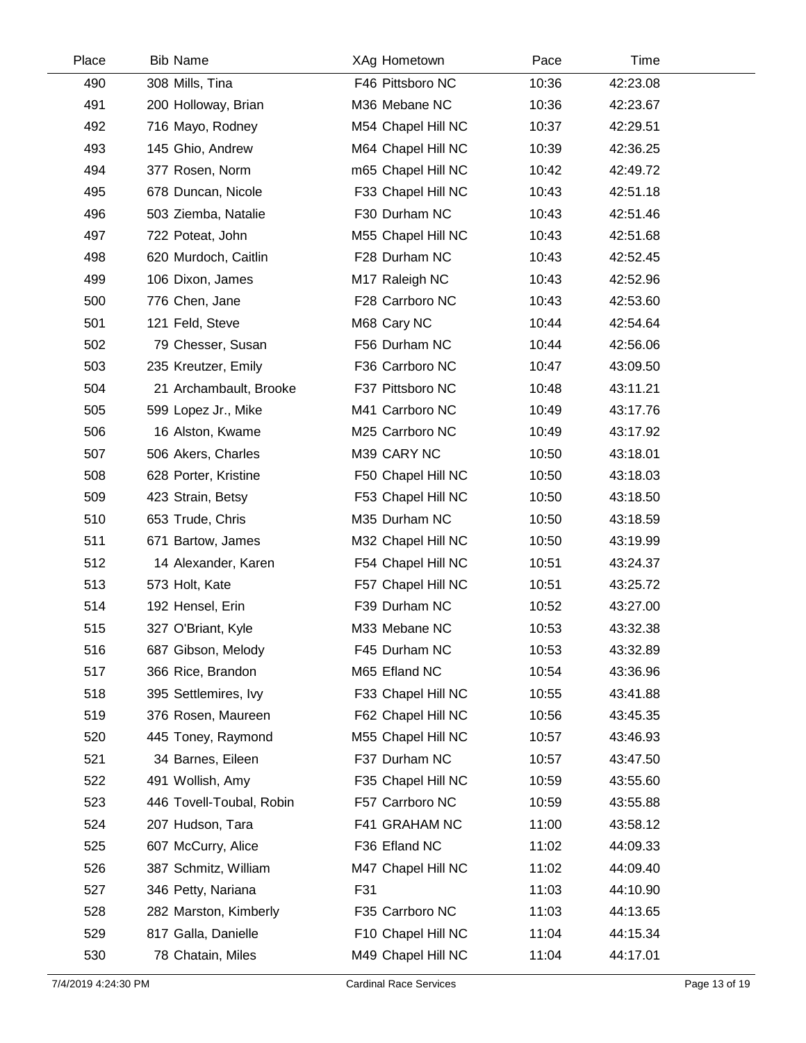| Place | Bib Name | XAg Hometown | Pace | Time |
|---|---|---|---|---|
| 490 | 308 Mills, Tina | F46 Pittsboro NC | 10:36 | 42:23.08 |
| 491 | 200 Holloway, Brian | M36 Mebane NC | 10:36 | 42:23.67 |
| 492 | 716 Mayo, Rodney | M54 Chapel Hill NC | 10:37 | 42:29.51 |
| 493 | 145 Ghio, Andrew | M64 Chapel Hill NC | 10:39 | 42:36.25 |
| 494 | 377 Rosen, Norm | m65 Chapel Hill NC | 10:42 | 42:49.72 |
| 495 | 678 Duncan, Nicole | F33 Chapel Hill NC | 10:43 | 42:51.18 |
| 496 | 503 Ziemba, Natalie | F30 Durham NC | 10:43 | 42:51.46 |
| 497 | 722 Poteat, John | M55 Chapel Hill NC | 10:43 | 42:51.68 |
| 498 | 620 Murdoch, Caitlin | F28 Durham NC | 10:43 | 42:52.45 |
| 499 | 106 Dixon, James | M17 Raleigh NC | 10:43 | 42:52.96 |
| 500 | 776 Chen, Jane | F28 Carrboro NC | 10:43 | 42:53.60 |
| 501 | 121 Feld, Steve | M68 Cary NC | 10:44 | 42:54.64 |
| 502 | 79 Chesser, Susan | F56 Durham NC | 10:44 | 42:56.06 |
| 503 | 235 Kreutzer, Emily | F36 Carrboro NC | 10:47 | 43:09.50 |
| 504 | 21 Archambault, Brooke | F37 Pittsboro NC | 10:48 | 43:11.21 |
| 505 | 599 Lopez Jr., Mike | M41 Carrboro NC | 10:49 | 43:17.76 |
| 506 | 16 Alston, Kwame | M25 Carrboro NC | 10:49 | 43:17.92 |
| 507 | 506 Akers, Charles | M39 CARY NC | 10:50 | 43:18.01 |
| 508 | 628 Porter, Kristine | F50 Chapel Hill NC | 10:50 | 43:18.03 |
| 509 | 423 Strain, Betsy | F53 Chapel Hill NC | 10:50 | 43:18.50 |
| 510 | 653 Trude, Chris | M35 Durham NC | 10:50 | 43:18.59 |
| 511 | 671 Bartow, James | M32 Chapel Hill NC | 10:50 | 43:19.99 |
| 512 | 14 Alexander, Karen | F54 Chapel Hill NC | 10:51 | 43:24.37 |
| 513 | 573 Holt, Kate | F57 Chapel Hill NC | 10:51 | 43:25.72 |
| 514 | 192 Hensel, Erin | F39 Durham NC | 10:52 | 43:27.00 |
| 515 | 327 O'Briant, Kyle | M33 Mebane NC | 10:53 | 43:32.38 |
| 516 | 687 Gibson, Melody | F45 Durham NC | 10:53 | 43:32.89 |
| 517 | 366 Rice, Brandon | M65 Efland NC | 10:54 | 43:36.96 |
| 518 | 395 Settlemires, Ivy | F33 Chapel Hill NC | 10:55 | 43:41.88 |
| 519 | 376 Rosen, Maureen | F62 Chapel Hill NC | 10:56 | 43:45.35 |
| 520 | 445 Toney, Raymond | M55 Chapel Hill NC | 10:57 | 43:46.93 |
| 521 | 34 Barnes, Eileen | F37 Durham NC | 10:57 | 43:47.50 |
| 522 | 491 Wollish, Amy | F35 Chapel Hill NC | 10:59 | 43:55.60 |
| 523 | 446 Tovell-Toubal, Robin | F57 Carrboro NC | 10:59 | 43:55.88 |
| 524 | 207 Hudson, Tara | F41 GRAHAM NC | 11:00 | 43:58.12 |
| 525 | 607 McCurry, Alice | F36 Efland NC | 11:02 | 44:09.33 |
| 526 | 387 Schmitz, William | M47 Chapel Hill NC | 11:02 | 44:09.40 |
| 527 | 346 Petty, Nariana | F31 | 11:03 | 44:10.90 |
| 528 | 282 Marston, Kimberly | F35 Carrboro NC | 11:03 | 44:13.65 |
| 529 | 817 Galla, Danielle | F10 Chapel Hill NC | 11:04 | 44:15.34 |
| 530 | 78 Chatain, Miles | M49 Chapel Hill NC | 11:04 | 44:17.01 |

7/4/2019 4:24:30 PM Cardinal Race Services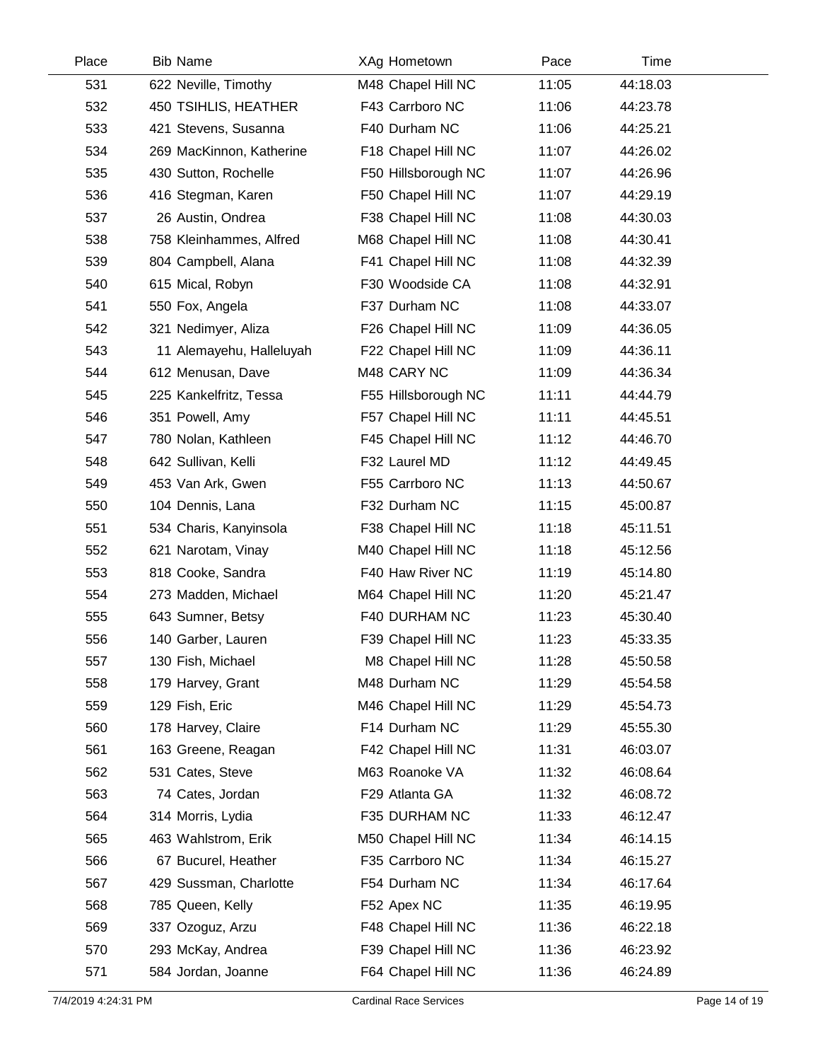| Place | Bib | Name | XAg | Hometown | Pace | Time |
|---|---|---|---|---|---|---|
| 531 | 622 | Neville, Timothy | M48 | Chapel Hill NC | 11:05 | 44:18.03 |
| 532 | 450 | TSIHLIS, HEATHER | F43 | Carrboro NC | 11:06 | 44:23.78 |
| 533 | 421 | Stevens, Susanna | F40 | Durham NC | 11:06 | 44:25.21 |
| 534 | 269 | MacKinnon, Katherine | F18 | Chapel Hill NC | 11:07 | 44:26.02 |
| 535 | 430 | Sutton, Rochelle | F50 | Hillsborough NC | 11:07 | 44:26.96 |
| 536 | 416 | Stegman, Karen | F50 | Chapel Hill NC | 11:07 | 44:29.19 |
| 537 | 26 | Austin, Ondrea | F38 | Chapel Hill NC | 11:08 | 44:30.03 |
| 538 | 758 | Kleinhammes, Alfred | M68 | Chapel Hill NC | 11:08 | 44:30.41 |
| 539 | 804 | Campbell, Alana | F41 | Chapel Hill NC | 11:08 | 44:32.39 |
| 540 | 615 | Mical, Robyn | F30 | Woodside CA | 11:08 | 44:32.91 |
| 541 | 550 | Fox, Angela | F37 | Durham NC | 11:08 | 44:33.07 |
| 542 | 321 | Nedimyer, Aliza | F26 | Chapel Hill NC | 11:09 | 44:36.05 |
| 543 | 11 | Alemayehu, Halleluyah | F22 | Chapel Hill NC | 11:09 | 44:36.11 |
| 544 | 612 | Menusan, Dave | M48 | CARY NC | 11:09 | 44:36.34 |
| 545 | 225 | Kankelfritz, Tessa | F55 | Hillsborough NC | 11:11 | 44:44.79 |
| 546 | 351 | Powell, Amy | F57 | Chapel Hill NC | 11:11 | 44:45.51 |
| 547 | 780 | Nolan, Kathleen | F45 | Chapel Hill NC | 11:12 | 44:46.70 |
| 548 | 642 | Sullivan, Kelli | F32 | Laurel MD | 11:12 | 44:49.45 |
| 549 | 453 | Van Ark, Gwen | F55 | Carrboro NC | 11:13 | 44:50.67 |
| 550 | 104 | Dennis, Lana | F32 | Durham NC | 11:15 | 45:00.87 |
| 551 | 534 | Charis, Kanyinsola | F38 | Chapel Hill NC | 11:18 | 45:11.51 |
| 552 | 621 | Narotam, Vinay | M40 | Chapel Hill NC | 11:18 | 45:12.56 |
| 553 | 818 | Cooke, Sandra | F40 | Haw River NC | 11:19 | 45:14.80 |
| 554 | 273 | Madden, Michael | M64 | Chapel Hill NC | 11:20 | 45:21.47 |
| 555 | 643 | Sumner, Betsy | F40 | DURHAM NC | 11:23 | 45:30.40 |
| 556 | 140 | Garber, Lauren | F39 | Chapel Hill NC | 11:23 | 45:33.35 |
| 557 | 130 | Fish, Michael | M8 | Chapel Hill NC | 11:28 | 45:50.58 |
| 558 | 179 | Harvey, Grant | M48 | Durham NC | 11:29 | 45:54.58 |
| 559 | 129 | Fish, Eric | M46 | Chapel Hill NC | 11:29 | 45:54.73 |
| 560 | 178 | Harvey, Claire | F14 | Durham NC | 11:29 | 45:55.30 |
| 561 | 163 | Greene, Reagan | F42 | Chapel Hill NC | 11:31 | 46:03.07 |
| 562 | 531 | Cates, Steve | M63 | Roanoke VA | 11:32 | 46:08.64 |
| 563 | 74 | Cates, Jordan | F29 | Atlanta GA | 11:32 | 46:08.72 |
| 564 | 314 | Morris, Lydia | F35 | DURHAM NC | 11:33 | 46:12.47 |
| 565 | 463 | Wahlstrom, Erik | M50 | Chapel Hill NC | 11:34 | 46:14.15 |
| 566 | 67 | Bucurel, Heather | F35 | Carrboro NC | 11:34 | 46:15.27 |
| 567 | 429 | Sussman, Charlotte | F54 | Durham NC | 11:34 | 46:17.64 |
| 568 | 785 | Queen, Kelly | F52 | Apex NC | 11:35 | 46:19.95 |
| 569 | 337 | Ozoguz, Arzu | F48 | Chapel Hill NC | 11:36 | 46:22.18 |
| 570 | 293 | McKay, Andrea | F39 | Chapel Hill NC | 11:36 | 46:23.92 |
| 571 | 584 | Jordan, Joanne | F64 | Chapel Hill NC | 11:36 | 46:24.89 |

7/4/2019 4:24:31 PM Cardinal Race Services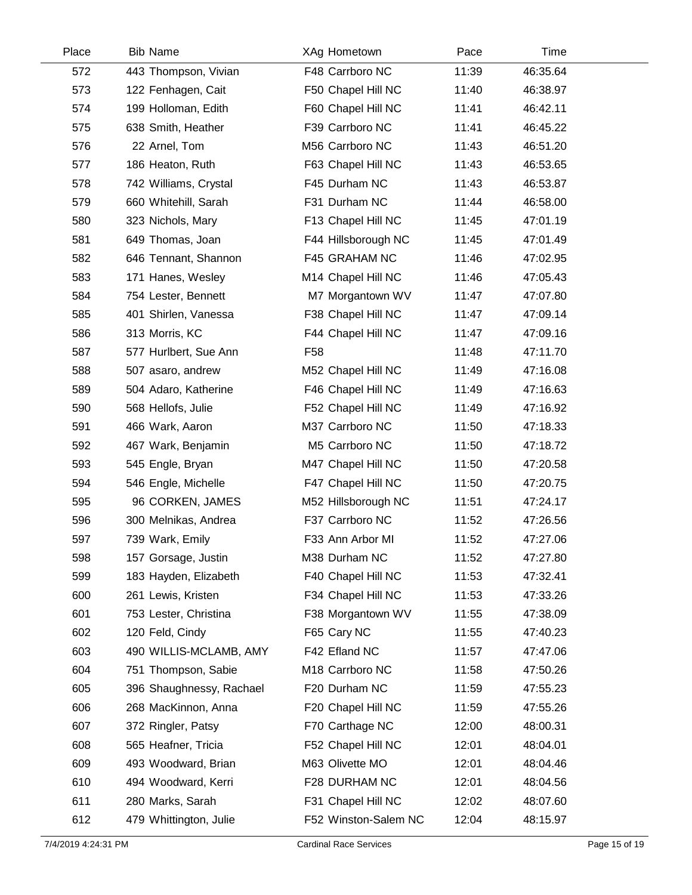| Place | Bib Name | XAg Hometown | Pace | Time |
|---|---|---|---|---|
| 572 | 443 Thompson, Vivian | F48 Carrboro NC | 11:39 | 46:35.64 |
| 573 | 122 Fenhagen, Cait | F50 Chapel Hill NC | 11:40 | 46:38.97 |
| 574 | 199 Holloman, Edith | F60 Chapel Hill NC | 11:41 | 46:42.11 |
| 575 | 638 Smith, Heather | F39 Carrboro NC | 11:41 | 46:45.22 |
| 576 | 22 Arnel, Tom | M56 Carrboro NC | 11:43 | 46:51.20 |
| 577 | 186 Heaton, Ruth | F63 Chapel Hill NC | 11:43 | 46:53.65 |
| 578 | 742 Williams, Crystal | F45 Durham NC | 11:43 | 46:53.87 |
| 579 | 660 Whitehill, Sarah | F31 Durham NC | 11:44 | 46:58.00 |
| 580 | 323 Nichols, Mary | F13 Chapel Hill NC | 11:45 | 47:01.19 |
| 581 | 649 Thomas, Joan | F44 Hillsborough NC | 11:45 | 47:01.49 |
| 582 | 646 Tennant, Shannon | F45 GRAHAM NC | 11:46 | 47:02.95 |
| 583 | 171 Hanes, Wesley | M14 Chapel Hill NC | 11:46 | 47:05.43 |
| 584 | 754 Lester, Bennett | M7 Morgantown WV | 11:47 | 47:07.80 |
| 585 | 401 Shirlen, Vanessa | F38 Chapel Hill NC | 11:47 | 47:09.14 |
| 586 | 313 Morris, KC | F44 Chapel Hill NC | 11:47 | 47:09.16 |
| 587 | 577 Hurlbert, Sue Ann | F58 | 11:48 | 47:11.70 |
| 588 | 507 asaro, andrew | M52 Chapel Hill NC | 11:49 | 47:16.08 |
| 589 | 504 Adaro, Katherine | F46 Chapel Hill NC | 11:49 | 47:16.63 |
| 590 | 568 Hellofs, Julie | F52 Chapel Hill NC | 11:49 | 47:16.92 |
| 591 | 466 Wark, Aaron | M37 Carrboro NC | 11:50 | 47:18.33 |
| 592 | 467 Wark, Benjamin | M5 Carrboro NC | 11:50 | 47:18.72 |
| 593 | 545 Engle, Bryan | M47 Chapel Hill NC | 11:50 | 47:20.58 |
| 594 | 546 Engle, Michelle | F47 Chapel Hill NC | 11:50 | 47:20.75 |
| 595 | 96 CORKEN, JAMES | M52 Hillsborough NC | 11:51 | 47:24.17 |
| 596 | 300 Melnikas, Andrea | F37 Carrboro NC | 11:52 | 47:26.56 |
| 597 | 739 Wark, Emily | F33 Ann Arbor MI | 11:52 | 47:27.06 |
| 598 | 157 Gorsage, Justin | M38 Durham NC | 11:52 | 47:27.80 |
| 599 | 183 Hayden, Elizabeth | F40 Chapel Hill NC | 11:53 | 47:32.41 |
| 600 | 261 Lewis, Kristen | F34 Chapel Hill NC | 11:53 | 47:33.26 |
| 601 | 753 Lester, Christina | F38 Morgantown WV | 11:55 | 47:38.09 |
| 602 | 120 Feld, Cindy | F65 Cary NC | 11:55 | 47:40.23 |
| 603 | 490 WILLIS-MCLAMB, AMY | F42 Efland NC | 11:57 | 47:47.06 |
| 604 | 751 Thompson, Sabie | M18 Carrboro NC | 11:58 | 47:50.26 |
| 605 | 396 Shaughnessy, Rachael | F20 Durham NC | 11:59 | 47:55.23 |
| 606 | 268 MacKinnon, Anna | F20 Chapel Hill NC | 11:59 | 47:55.26 |
| 607 | 372 Ringler, Patsy | F70 Carthage NC | 12:00 | 48:00.31 |
| 608 | 565 Heafner, Tricia | F52 Chapel Hill NC | 12:01 | 48:04.01 |
| 609 | 493 Woodward, Brian | M63 Olivette MO | 12:01 | 48:04.46 |
| 610 | 494 Woodward, Kerri | F28 DURHAM NC | 12:01 | 48:04.56 |
| 611 | 280 Marks, Sarah | F31 Chapel Hill NC | 12:02 | 48:07.60 |
| 612 | 479 Whittington, Julie | F52 Winston-Salem NC | 12:04 | 48:15.97 |

7/4/2019 4:24:31 PM Cardinal Race Services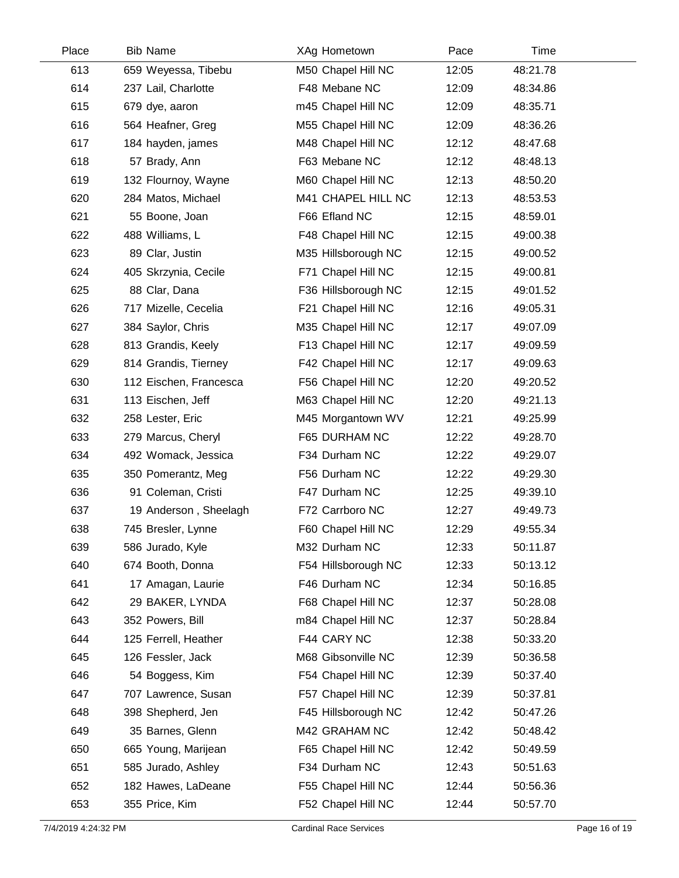| Place | Bib | Name | XAg | Hometown | Pace | Time |
|---|---|---|---|---|---|---|
| 613 | 659 | Weyessa, Tibebu | M50 | Chapel Hill NC | 12:05 | 48:21.78 |
| 614 | 237 | Lail, Charlotte | F48 | Mebane NC | 12:09 | 48:34.86 |
| 615 | 679 | dye, aaron | m45 | Chapel Hill NC | 12:09 | 48:35.71 |
| 616 | 564 | Heafner, Greg | M55 | Chapel Hill NC | 12:09 | 48:36.26 |
| 617 | 184 | hayden, james | M48 | Chapel Hill NC | 12:12 | 48:47.68 |
| 618 | 57 | Brady, Ann | F63 | Mebane NC | 12:12 | 48:48.13 |
| 619 | 132 | Flournoy, Wayne | M60 | Chapel Hill NC | 12:13 | 48:50.20 |
| 620 | 284 | Matos, Michael | M41 | CHAPEL HILL NC | 12:13 | 48:53.53 |
| 621 | 55 | Boone, Joan | F66 | Efland NC | 12:15 | 48:59.01 |
| 622 | 488 | Williams, L | F48 | Chapel Hill NC | 12:15 | 49:00.38 |
| 623 | 89 | Clar, Justin | M35 | Hillsborough NC | 12:15 | 49:00.52 |
| 624 | 405 | Skrzynia, Cecile | F71 | Chapel Hill NC | 12:15 | 49:00.81 |
| 625 | 88 | Clar, Dana | F36 | Hillsborough NC | 12:15 | 49:01.52 |
| 626 | 717 | Mizelle, Cecelia | F21 | Chapel Hill NC | 12:16 | 49:05.31 |
| 627 | 384 | Saylor, Chris | M35 | Chapel Hill NC | 12:17 | 49:07.09 |
| 628 | 813 | Grandis, Keely | F13 | Chapel Hill NC | 12:17 | 49:09.59 |
| 629 | 814 | Grandis, Tierney | F42 | Chapel Hill NC | 12:17 | 49:09.63 |
| 630 | 112 | Eischen, Francesca | F56 | Chapel Hill NC | 12:20 | 49:20.52 |
| 631 | 113 | Eischen, Jeff | M63 | Chapel Hill NC | 12:20 | 49:21.13 |
| 632 | 258 | Lester, Eric | M45 | Morgantown WV | 12:21 | 49:25.99 |
| 633 | 279 | Marcus, Cheryl | F65 | DURHAM NC | 12:22 | 49:28.70 |
| 634 | 492 | Womack, Jessica | F34 | Durham NC | 12:22 | 49:29.07 |
| 635 | 350 | Pomerantz, Meg | F56 | Durham NC | 12:22 | 49:29.30 |
| 636 | 91 | Coleman, Cristi | F47 | Durham NC | 12:25 | 49:39.10 |
| 637 | 19 | Anderson , Sheelagh | F72 | Carrboro NC | 12:27 | 49:49.73 |
| 638 | 745 | Bresler, Lynne | F60 | Chapel Hill NC | 12:29 | 49:55.34 |
| 639 | 586 | Jurado, Kyle | M32 | Durham NC | 12:33 | 50:11.87 |
| 640 | 674 | Booth, Donna | F54 | Hillsborough NC | 12:33 | 50:13.12 |
| 641 | 17 | Amagan, Laurie | F46 | Durham NC | 12:34 | 50:16.85 |
| 642 | 29 | BAKER, LYNDA | F68 | Chapel Hill NC | 12:37 | 50:28.08 |
| 643 | 352 | Powers, Bill | m84 | Chapel Hill NC | 12:37 | 50:28.84 |
| 644 | 125 | Ferrell, Heather | F44 | CARY NC | 12:38 | 50:33.20 |
| 645 | 126 | Fessler, Jack | M68 | Gibsonville NC | 12:39 | 50:36.58 |
| 646 | 54 | Boggess, Kim | F54 | Chapel Hill NC | 12:39 | 50:37.40 |
| 647 | 707 | Lawrence, Susan | F57 | Chapel Hill NC | 12:39 | 50:37.81 |
| 648 | 398 | Shepherd, Jen | F45 | Hillsborough NC | 12:42 | 50:47.26 |
| 649 | 35 | Barnes, Glenn | M42 | GRAHAM NC | 12:42 | 50:48.42 |
| 650 | 665 | Young, Marijean | F65 | Chapel Hill NC | 12:42 | 50:49.59 |
| 651 | 585 | Jurado, Ashley | F34 | Durham NC | 12:43 | 50:51.63 |
| 652 | 182 | Hawes, LaDeane | F55 | Chapel Hill NC | 12:44 | 50:56.36 |
| 653 | 355 | Price, Kim | F52 | Chapel Hill NC | 12:44 | 50:57.70 |

7/4/2019 4:24:32 PM Cardinal Race Services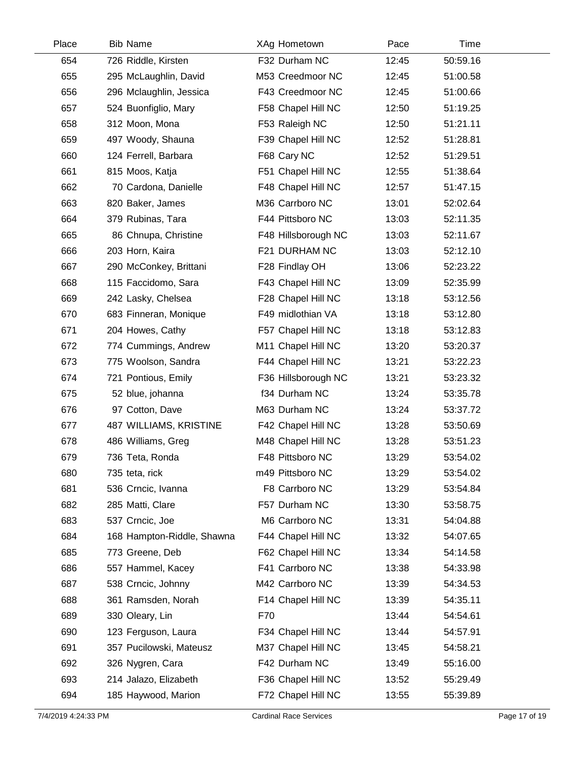| Place | Bib | Name | XAg | Hometown | Pace | Time |
|---|---|---|---|---|---|---|
| 654 | 726 | Riddle, Kirsten | F32 | Durham NC | 12:45 | 50:59.16 |
| 655 | 295 | McLaughlin, David | M53 | Creedmoor NC | 12:45 | 51:00.58 |
| 656 | 296 | Mclaughlin, Jessica | F43 | Creedmoor NC | 12:45 | 51:00.66 |
| 657 | 524 | Buonfiglio, Mary | F58 | Chapel Hill NC | 12:50 | 51:19.25 |
| 658 | 312 | Moon, Mona | F53 | Raleigh NC | 12:50 | 51:21.11 |
| 659 | 497 | Woody, Shauna | F39 | Chapel Hill NC | 12:52 | 51:28.81 |
| 660 | 124 | Ferrell, Barbara | F68 | Cary NC | 12:52 | 51:29.51 |
| 661 | 815 | Moos, Katja | F51 | Chapel Hill NC | 12:55 | 51:38.64 |
| 662 | 70 | Cardona, Danielle | F48 | Chapel Hill NC | 12:57 | 51:47.15 |
| 663 | 820 | Baker, James | M36 | Carrboro NC | 13:01 | 52:02.64 |
| 664 | 379 | Rubinas, Tara | F44 | Pittsboro NC | 13:03 | 52:11.35 |
| 665 | 86 | Chnupa, Christine | F48 | Hillsborough NC | 13:03 | 52:11.67 |
| 666 | 203 | Horn, Kaira | F21 | DURHAM NC | 13:03 | 52:12.10 |
| 667 | 290 | McConkey, Brittani | F28 | Findlay OH | 13:06 | 52:23.22 |
| 668 | 115 | Faccidomo, Sara | F43 | Chapel Hill NC | 13:09 | 52:35.99 |
| 669 | 242 | Lasky, Chelsea | F28 | Chapel Hill NC | 13:18 | 53:12.56 |
| 670 | 683 | Finneran, Monique | F49 | midlothian VA | 13:18 | 53:12.80 |
| 671 | 204 | Howes, Cathy | F57 | Chapel Hill NC | 13:18 | 53:12.83 |
| 672 | 774 | Cummings, Andrew | M11 | Chapel Hill NC | 13:20 | 53:20.37 |
| 673 | 775 | Woolson, Sandra | F44 | Chapel Hill NC | 13:21 | 53:22.23 |
| 674 | 721 | Pontious, Emily | F36 | Hillsborough NC | 13:21 | 53:23.32 |
| 675 | 52 | blue, johanna | f34 | Durham NC | 13:24 | 53:35.78 |
| 676 | 97 | Cotton, Dave | M63 | Durham NC | 13:24 | 53:37.72 |
| 677 | 487 | WILLIAMS, KRISTINE | F42 | Chapel Hill NC | 13:28 | 53:50.69 |
| 678 | 486 | Williams, Greg | M48 | Chapel Hill NC | 13:28 | 53:51.23 |
| 679 | 736 | Teta, Ronda | F48 | Pittsboro NC | 13:29 | 53:54.02 |
| 680 | 735 | teta, rick | m49 | Pittsboro NC | 13:29 | 53:54.02 |
| 681 | 536 | Crncic, Ivanna | F8 | Carrboro NC | 13:29 | 53:54.84 |
| 682 | 285 | Matti, Clare | F57 | Durham NC | 13:30 | 53:58.75 |
| 683 | 537 | Crncic, Joe | M6 | Carrboro NC | 13:31 | 54:04.88 |
| 684 | 168 | Hampton-Riddle, Shawna | F44 | Chapel Hill NC | 13:32 | 54:07.65 |
| 685 | 773 | Greene, Deb | F62 | Chapel Hill NC | 13:34 | 54:14.58 |
| 686 | 557 | Hammel, Kacey | F41 | Carrboro NC | 13:38 | 54:33.98 |
| 687 | 538 | Crncic, Johnny | M42 | Carrboro NC | 13:39 | 54:34.53 |
| 688 | 361 | Ramsden, Norah | F14 | Chapel Hill NC | 13:39 | 54:35.11 |
| 689 | 330 | Oleary, Lin | F70 | | 13:44 | 54:54.61 |
| 690 | 123 | Ferguson, Laura | F34 | Chapel Hill NC | 13:44 | 54:57.91 |
| 691 | 357 | Pucilowski, Mateusz | M37 | Chapel Hill NC | 13:45 | 54:58.21 |
| 692 | 326 | Nygren, Cara | F42 | Durham NC | 13:49 | 55:16.00 |
| 693 | 214 | Jalazo, Elizabeth | F36 | Chapel Hill NC | 13:52 | 55:29.49 |
| 694 | 185 | Haywood, Marion | F72 | Chapel Hill NC | 13:55 | 55:39.89 |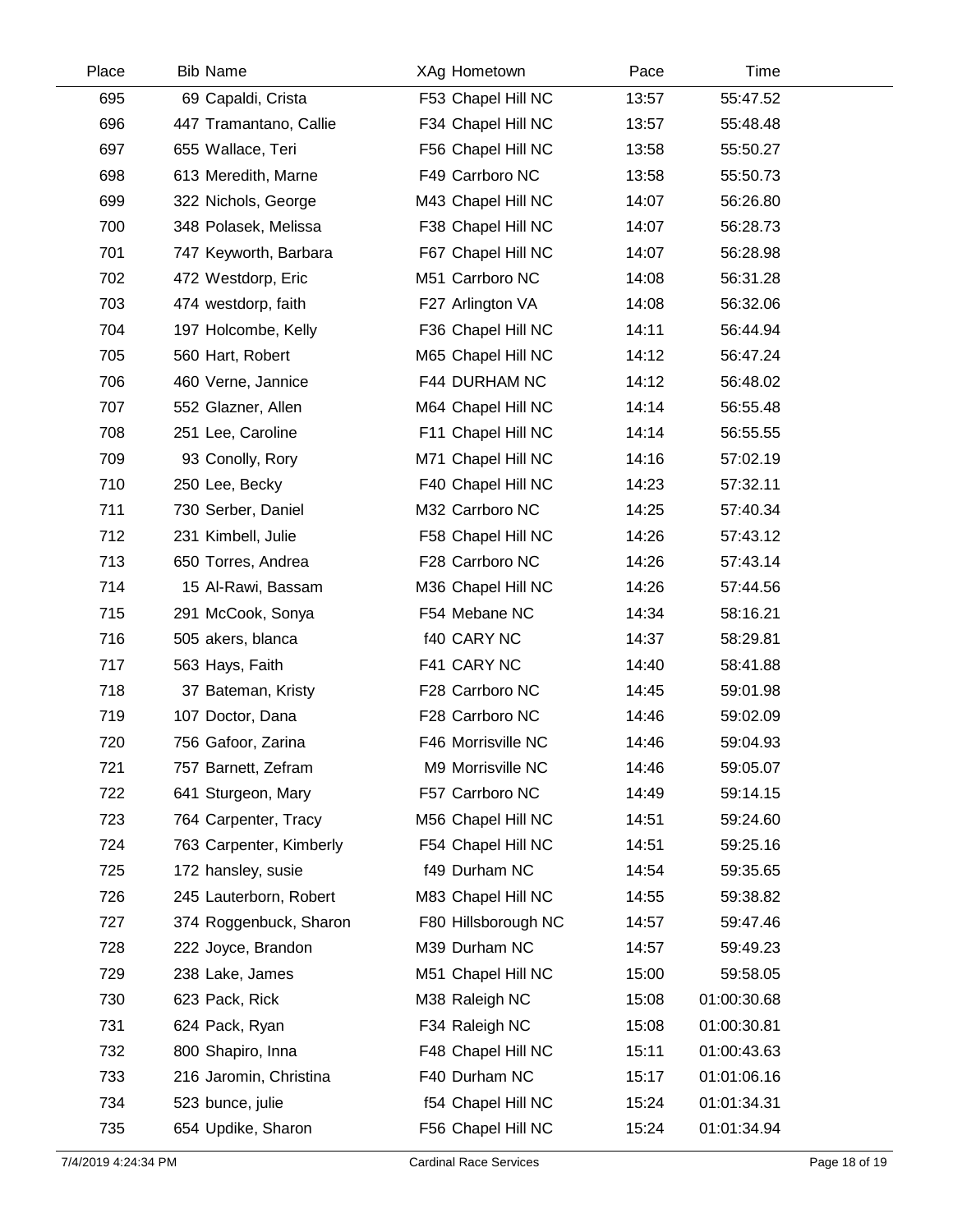| Place | Bib | Name | XAg | Hometown | Pace | Time |
|---|---|---|---|---|---|---|
| 695 | 69 | Capaldi, Crista | F53 | Chapel Hill NC | 13:57 | 55:47.52 |
| 696 | 447 | Tramantano, Callie | F34 | Chapel Hill NC | 13:57 | 55:48.48 |
| 697 | 655 | Wallace, Teri | F56 | Chapel Hill NC | 13:58 | 55:50.27 |
| 698 | 613 | Meredith, Marne | F49 | Carrboro NC | 13:58 | 55:50.73 |
| 699 | 322 | Nichols, George | M43 | Chapel Hill NC | 14:07 | 56:26.80 |
| 700 | 348 | Polasek, Melissa | F38 | Chapel Hill NC | 14:07 | 56:28.73 |
| 701 | 747 | Keyworth, Barbara | F67 | Chapel Hill NC | 14:07 | 56:28.98 |
| 702 | 472 | Westdorp, Eric | M51 | Carrboro NC | 14:08 | 56:31.28 |
| 703 | 474 | westdorp, faith | F27 | Arlington VA | 14:08 | 56:32.06 |
| 704 | 197 | Holcombe, Kelly | F36 | Chapel Hill NC | 14:11 | 56:44.94 |
| 705 | 560 | Hart, Robert | M65 | Chapel Hill NC | 14:12 | 56:47.24 |
| 706 | 460 | Verne, Jannice | F44 | DURHAM NC | 14:12 | 56:48.02 |
| 707 | 552 | Glazner, Allen | M64 | Chapel Hill NC | 14:14 | 56:55.48 |
| 708 | 251 | Lee, Caroline | F11 | Chapel Hill NC | 14:14 | 56:55.55 |
| 709 | 93 | Conolly, Rory | M71 | Chapel Hill NC | 14:16 | 57:02.19 |
| 710 | 250 | Lee, Becky | F40 | Chapel Hill NC | 14:23 | 57:32.11 |
| 711 | 730 | Serber, Daniel | M32 | Carrboro NC | 14:25 | 57:40.34 |
| 712 | 231 | Kimbell, Julie | F58 | Chapel Hill NC | 14:26 | 57:43.12 |
| 713 | 650 | Torres, Andrea | F28 | Carrboro NC | 14:26 | 57:43.14 |
| 714 | 15 | Al-Rawi, Bassam | M36 | Chapel Hill NC | 14:26 | 57:44.56 |
| 715 | 291 | McCook, Sonya | F54 | Mebane NC | 14:34 | 58:16.21 |
| 716 | 505 | akers, blanca | f40 | CARY NC | 14:37 | 58:29.81 |
| 717 | 563 | Hays, Faith | F41 | CARY NC | 14:40 | 58:41.88 |
| 718 | 37 | Bateman, Kristy | F28 | Carrboro NC | 14:45 | 59:01.98 |
| 719 | 107 | Doctor, Dana | F28 | Carrboro NC | 14:46 | 59:02.09 |
| 720 | 756 | Gafoor, Zarina | F46 | Morrisville NC | 14:46 | 59:04.93 |
| 721 | 757 | Barnett, Zefram | M9 | Morrisville NC | 14:46 | 59:05.07 |
| 722 | 641 | Sturgeon, Mary | F57 | Carrboro NC | 14:49 | 59:14.15 |
| 723 | 764 | Carpenter, Tracy | M56 | Chapel Hill NC | 14:51 | 59:24.60 |
| 724 | 763 | Carpenter, Kimberly | F54 | Chapel Hill NC | 14:51 | 59:25.16 |
| 725 | 172 | hansley, susie | f49 | Durham NC | 14:54 | 59:35.65 |
| 726 | 245 | Lauterborn, Robert | M83 | Chapel Hill NC | 14:55 | 59:38.82 |
| 727 | 374 | Roggenbuck, Sharon | F80 | Hillsborough NC | 14:57 | 59:47.46 |
| 728 | 222 | Joyce, Brandon | M39 | Durham NC | 14:57 | 59:49.23 |
| 729 | 238 | Lake, James | M51 | Chapel Hill NC | 15:00 | 59:58.05 |
| 730 | 623 | Pack, Rick | M38 | Raleigh NC | 15:08 | 01:00:30.68 |
| 731 | 624 | Pack, Ryan | F34 | Raleigh NC | 15:08 | 01:00:30.81 |
| 732 | 800 | Shapiro, Inna | F48 | Chapel Hill NC | 15:11 | 01:00:43.63 |
| 733 | 216 | Jaromin, Christina | F40 | Durham NC | 15:17 | 01:01:06.16 |
| 734 | 523 | bunce, julie | f54 | Chapel Hill NC | 15:24 | 01:01:34.31 |
| 735 | 654 | Updike, Sharon | F56 | Chapel Hill NC | 15:24 | 01:01:34.94 |

7/4/2019 4:24:34 PM — Cardinal Race Services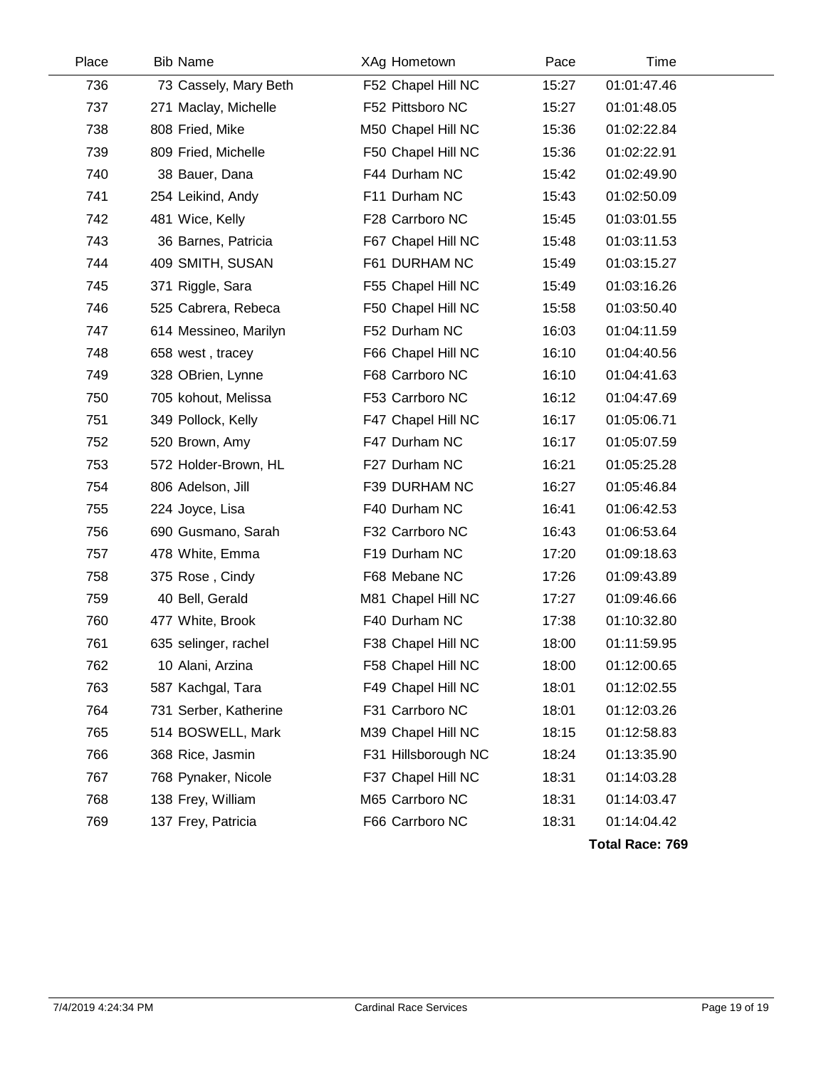| Place | Bib | Name | XAg | Hometown | Pace | Time |
|---|---|---|---|---|---|---|
| 736 | 73 | Cassely, Mary Beth | F52 | Chapel Hill NC | 15:27 | 01:01:47.46 |
| 737 | 271 | Maclay, Michelle | F52 | Pittsboro NC | 15:27 | 01:01:48.05 |
| 738 | 808 | Fried, Mike | M50 | Chapel Hill NC | 15:36 | 01:02:22.84 |
| 739 | 809 | Fried, Michelle | F50 | Chapel Hill NC | 15:36 | 01:02:22.91 |
| 740 | 38 | Bauer, Dana | F44 | Durham NC | 15:42 | 01:02:49.90 |
| 741 | 254 | Leikind, Andy | F11 | Durham NC | 15:43 | 01:02:50.09 |
| 742 | 481 | Wice, Kelly | F28 | Carrboro NC | 15:45 | 01:03:01.55 |
| 743 | 36 | Barnes, Patricia | F67 | Chapel Hill NC | 15:48 | 01:03:11.53 |
| 744 | 409 | SMITH, SUSAN | F61 | DURHAM NC | 15:49 | 01:03:15.27 |
| 745 | 371 | Riggle, Sara | F55 | Chapel Hill NC | 15:49 | 01:03:16.26 |
| 746 | 525 | Cabrera, Rebeca | F50 | Chapel Hill NC | 15:58 | 01:03:50.40 |
| 747 | 614 | Messineo, Marilyn | F52 | Durham NC | 16:03 | 01:04:11.59 |
| 748 | 658 | west , tracey | F66 | Chapel Hill NC | 16:10 | 01:04:40.56 |
| 749 | 328 | OBrien, Lynne | F68 | Carrboro NC | 16:10 | 01:04:41.63 |
| 750 | 705 | kohout, Melissa | F53 | Carrboro NC | 16:12 | 01:04:47.69 |
| 751 | 349 | Pollock, Kelly | F47 | Chapel Hill NC | 16:17 | 01:05:06.71 |
| 752 | 520 | Brown, Amy | F47 | Durham NC | 16:17 | 01:05:07.59 |
| 753 | 572 | Holder-Brown, HL | F27 | Durham NC | 16:21 | 01:05:25.28 |
| 754 | 806 | Adelson, Jill | F39 | DURHAM NC | 16:27 | 01:05:46.84 |
| 755 | 224 | Joyce, Lisa | F40 | Durham NC | 16:41 | 01:06:42.53 |
| 756 | 690 | Gusmano, Sarah | F32 | Carrboro NC | 16:43 | 01:06:53.64 |
| 757 | 478 | White, Emma | F19 | Durham NC | 17:20 | 01:09:18.63 |
| 758 | 375 | Rose , Cindy | F68 | Mebane NC | 17:26 | 01:09:43.89 |
| 759 | 40 | Bell, Gerald | M81 | Chapel Hill NC | 17:27 | 01:09:46.66 |
| 760 | 477 | White, Brook | F40 | Durham NC | 17:38 | 01:10:32.80 |
| 761 | 635 | selinger, rachel | F38 | Chapel Hill NC | 18:00 | 01:11:59.95 |
| 762 | 10 | Alani, Arzina | F58 | Chapel Hill NC | 18:00 | 01:12:00.65 |
| 763 | 587 | Kachgal, Tara | F49 | Chapel Hill NC | 18:01 | 01:12:02.55 |
| 764 | 731 | Serber, Katherine | F31 | Carrboro NC | 18:01 | 01:12:03.26 |
| 765 | 514 | BOSWELL, Mark | M39 | Chapel Hill NC | 18:15 | 01:12:58.83 |
| 766 | 368 | Rice, Jasmin | F31 | Hillsborough NC | 18:24 | 01:13:35.90 |
| 767 | 768 | Pynaker, Nicole | F37 | Chapel Hill NC | 18:31 | 01:14:03.28 |
| 768 | 138 | Frey, William | M65 | Carrboro NC | 18:31 | 01:14:03.47 |
| 769 | 137 | Frey, Patricia | F66 | Carrboro NC | 18:31 | 01:14:04.42 |

**Total Race: 769**